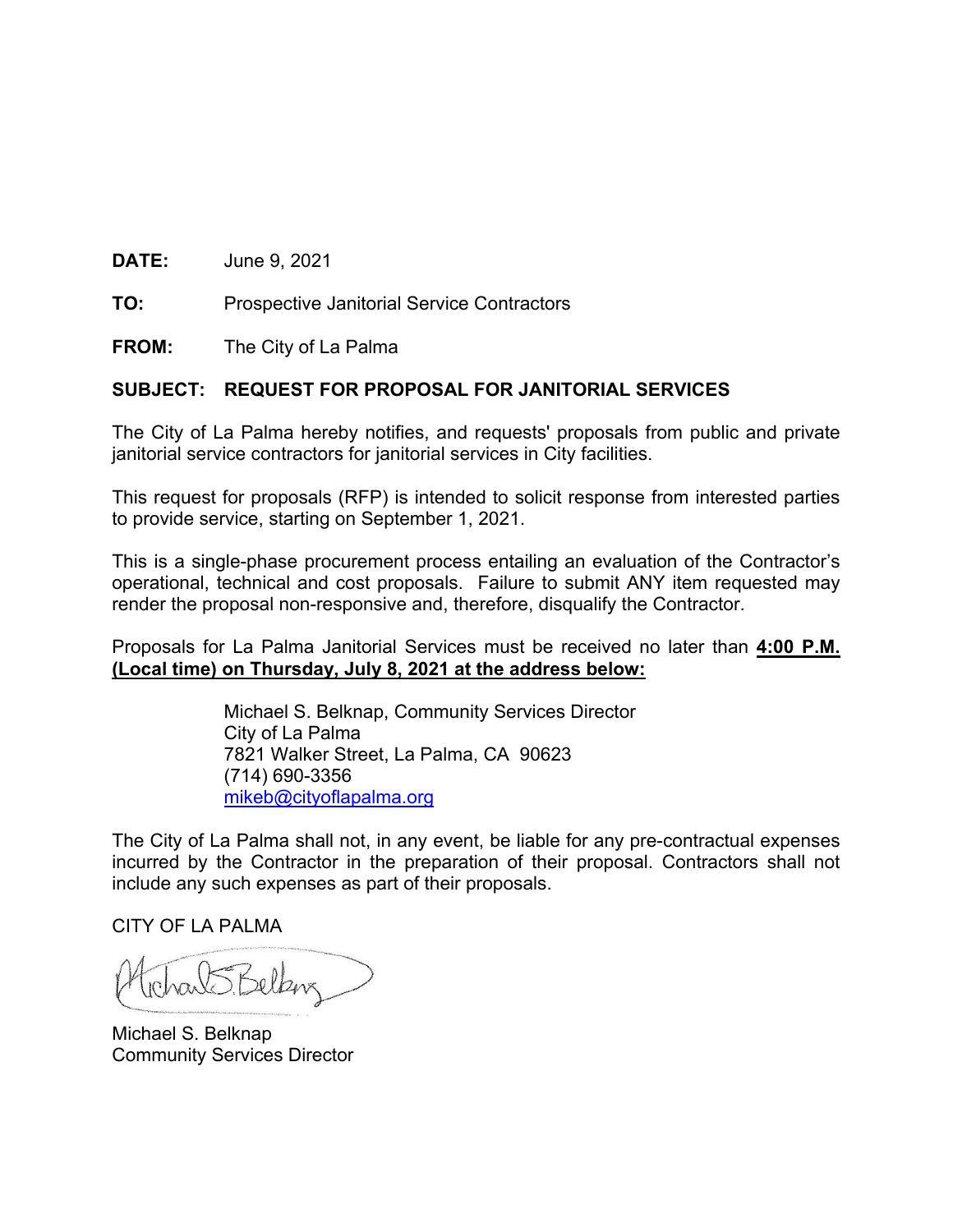**DATE:** June 9, 2021

**TO:** Prospective Janitorial Service Contractors

**FROM:** The City of La Palma

**SUBJECT: REQUEST FOR PROPOSAL FOR JANITORIAL SERVICES**

The City of La Palma hereby notifies, and requests' proposals from public and private janitorial service contractors for janitorial services in City facilities.

This request for proposals (RFP) is intended to solicit response from interested parties to provide service, starting on September 1, 2021.

This is a single-phase procurement process entailing an evaluation of the Contractor's operational, technical and cost proposals. Failure to submit ANY item requested may render the proposal non-responsive and, therefore, disqualify the Contractor.

Proposals for La Palma Janitorial Services must be received no later than **4:00 P.M. (Local time) on Thursday, July 8, 2021 at the address below:**

Michael S. Belknap, Community Services Director
City of La Palma
7821 Walker Street, La Palma, CA 90623
(714) 690-3356
mikeb@cityoflapalma.org

The City of La Palma shall not, in any event, be liable for any pre-contractual expenses incurred by the Contractor in the preparation of their proposal. Contractors shall not include any such expenses as part of their proposals.

CITY OF LA PALMA

Michael S. Belknap
Community Services Director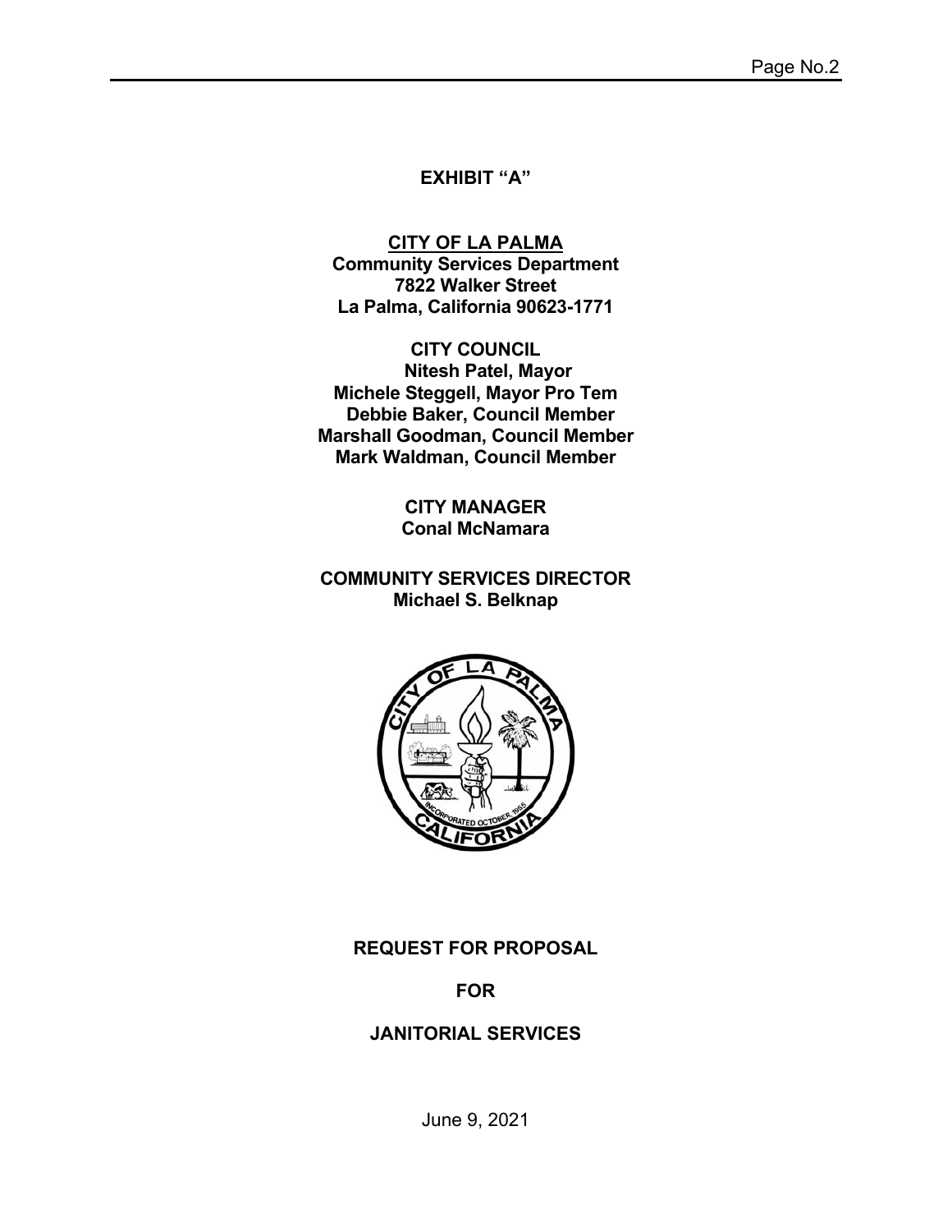**EXHIBIT "A"**

**CITY OF LA PALMA**
**Community Services Department**
**7822 Walker Street**
**La Palma, California 90623-1771**

**CITY COUNCIL**
**Nitesh Patel, Mayor**
**Michele Steggell, Mayor Pro Tem**
**Debbie Baker, Council Member**
**Marshall Goodman, Council Member**
**Mark Waldman, Council Member**

**CITY MANAGER**
**Conal McNamara**

**COMMUNITY SERVICES DIRECTOR**
**Michael S. Belknap**

**REQUEST FOR PROPOSAL**

**FOR**

**JANITORIAL SERVICES**

June 9, 2021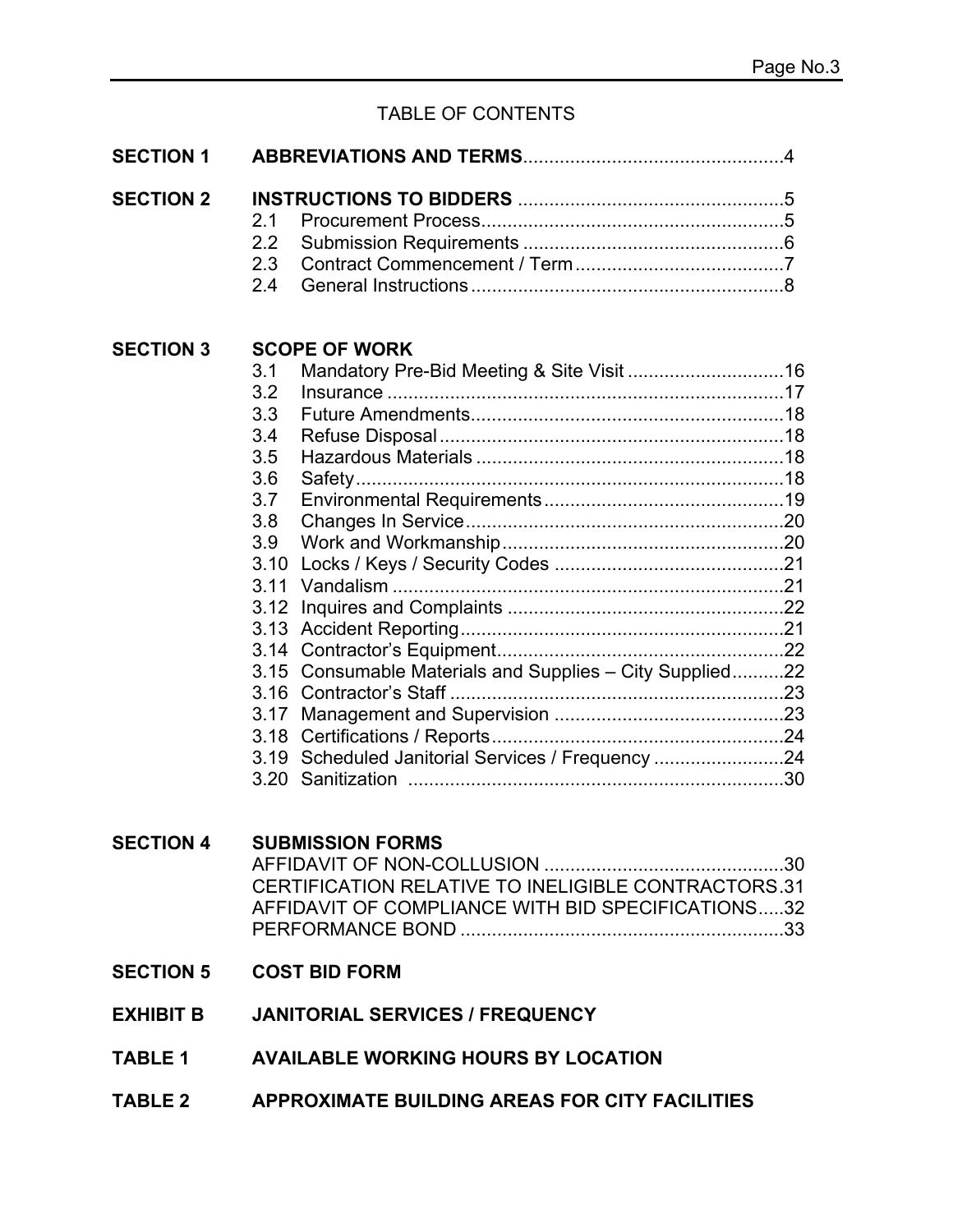# TABLE OF CONTENTS

**SECTION 1 ABBREVIATIONS AND TERMS**..................................................4

**SECTION 2 INSTRUCTIONS TO BIDDERS** ...................................................5

- 2.1 Procurement Process..........................................................5
- 2.2 Submission Requirements ..................................................6
- 2.3 Contract Commencement / Term ........................................7
- 2.4 General Instructions ............................................................8

**SECTION 3 SCOPE OF WORK**

- 3.1 Mandatory Pre-Bid Meeting & Site Visit ..............................16
- 3.2 Insurance ............................................................................17
- 3.3 Future Amendments............................................................18
- 3.4 Refuse Disposal ..................................................................18
- 3.5 Hazardous Materials ...........................................................18
- 3.6 Safety...................................................................................18
- 3.7 Environmental Requirements..............................................19
- 3.8 Changes In Service.............................................................20
- 3.9 Work and Workmanship......................................................20
- 3.10 Locks / Keys / Security Codes ............................................21
- 3.11 Vandalism ...........................................................................21
- 3.12 Inquires and Complaints .....................................................22
- 3.13 Accident Reporting..............................................................21
- 3.14 Contractor's Equipment.......................................................22
- 3.15 Consumable Materials and Supplies – City Supplied..........22
- 3.16 Contractor's Staff ................................................................23
- 3.17 Management and Supervision ............................................23
- 3.18 Certifications / Reports........................................................24
- 3.19 Scheduled Janitorial Services / Frequency .........................24
- 3.20 Sanitization ........................................................................30

**SECTION 4 SUBMISSION FORMS**

- AFFIDAVIT OF NON-COLLUSION ..............................................30
- CERTIFICATION RELATIVE TO INELIGIBLE CONTRACTORS.31
- AFFIDAVIT OF COMPLIANCE WITH BID SPECIFICATIONS.....32
- PERFORMANCE BOND .............................................................33

**SECTION 5 COST BID FORM**

**EXHIBIT B JANITORIAL SERVICES / FREQUENCY**

**TABLE 1 AVAILABLE WORKING HOURS BY LOCATION**

**TABLE 2 APPROXIMATE BUILDING AREAS FOR CITY FACILITIES**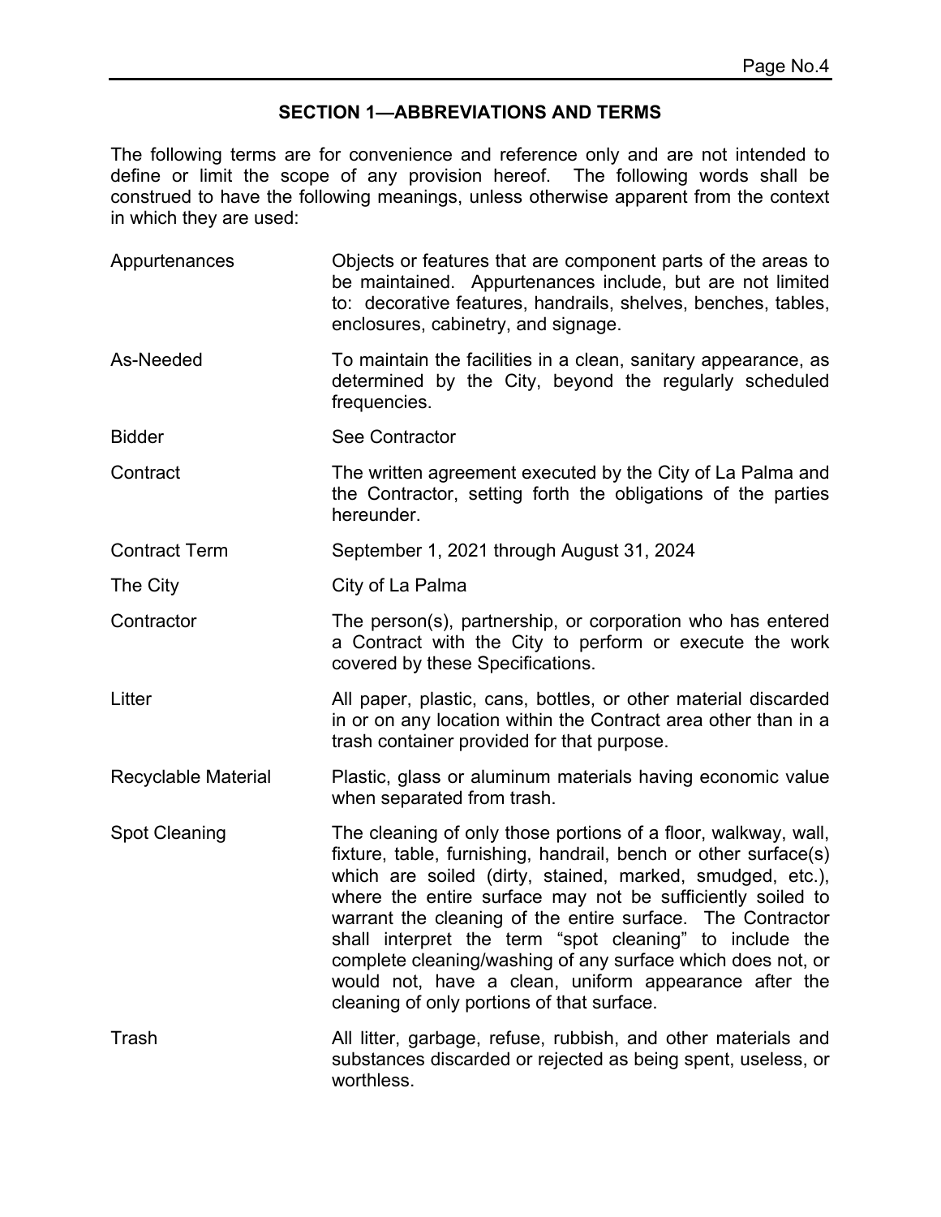## SECTION 1—ABBREVIATIONS AND TERMS

The following terms are for convenience and reference only and are not intended to define or limit the scope of any provision hereof. The following words shall be construed to have the following meanings, unless otherwise apparent from the context in which they are used:

| Term | Definition |
|---|---|
| Appurtenances | Objects or features that are component parts of the areas to be maintained. Appurtenances include, but are not limited to: decorative features, handrails, shelves, benches, tables, enclosures, cabinetry, and signage. |
| As-Needed | To maintain the facilities in a clean, sanitary appearance, as determined by the City, beyond the regularly scheduled frequencies. |
| Bidder | See Contractor |
| Contract | The written agreement executed by the City of La Palma and the Contractor, setting forth the obligations of the parties hereunder. |
| Contract Term | September 1, 2021 through August 31, 2024 |
| The City | City of La Palma |
| Contractor | The person(s), partnership, or corporation who has entered a Contract with the City to perform or execute the work covered by these Specifications. |
| Litter | All paper, plastic, cans, bottles, or other material discarded in or on any location within the Contract area other than in a trash container provided for that purpose. |
| Recyclable Material | Plastic, glass or aluminum materials having economic value when separated from trash. |
| Spot Cleaning | The cleaning of only those portions of a floor, walkway, wall, fixture, table, furnishing, handrail, bench or other surface(s) which are soiled (dirty, stained, marked, smudged, etc.), where the entire surface may not be sufficiently soiled to warrant the cleaning of the entire surface. The Contractor shall interpret the term "spot cleaning" to include the complete cleaning/washing of any surface which does not, or would not, have a clean, uniform appearance after the cleaning of only portions of that surface. |
| Trash | All litter, garbage, refuse, rubbish, and other materials and substances discarded or rejected as being spent, useless, or worthless. |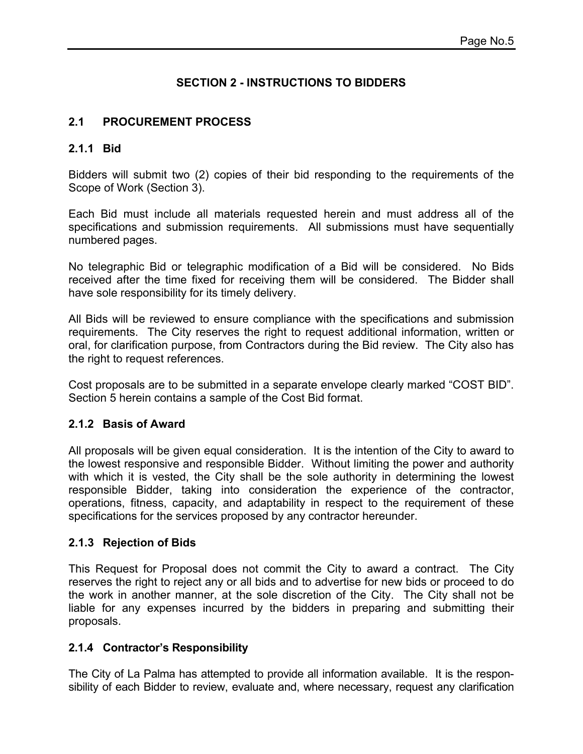## SECTION 2 - INSTRUCTIONS TO BIDDERS

### 2.1 PROCUREMENT PROCESS

#### 2.1.1 Bid

Bidders will submit two (2) copies of their bid responding to the requirements of the Scope of Work (Section 3).

Each Bid must include all materials requested herein and must address all of the specifications and submission requirements. All submissions must have sequentially numbered pages.

No telegraphic Bid or telegraphic modification of a Bid will be considered. No Bids received after the time fixed for receiving them will be considered. The Bidder shall have sole responsibility for its timely delivery.

All Bids will be reviewed to ensure compliance with the specifications and submission requirements. The City reserves the right to request additional information, written or oral, for clarification purpose, from Contractors during the Bid review. The City also has the right to request references.

Cost proposals are to be submitted in a separate envelope clearly marked "COST BID". Section 5 herein contains a sample of the Cost Bid format.

#### 2.1.2 Basis of Award

All proposals will be given equal consideration. It is the intention of the City to award to the lowest responsive and responsible Bidder. Without limiting the power and authority with which it is vested, the City shall be the sole authority in determining the lowest responsible Bidder, taking into consideration the experience of the contractor, operations, fitness, capacity, and adaptability in respect to the requirement of these specifications for the services proposed by any contractor hereunder.

#### 2.1.3 Rejection of Bids

This Request for Proposal does not commit the City to award a contract. The City reserves the right to reject any or all bids and to advertise for new bids or proceed to do the work in another manner, at the sole discretion of the City. The City shall not be liable for any expenses incurred by the bidders in preparing and submitting their proposals.

#### 2.1.4 Contractor's Responsibility

The City of La Palma has attempted to provide all information available. It is the responsibility of each Bidder to review, evaluate and, where necessary, request any clarification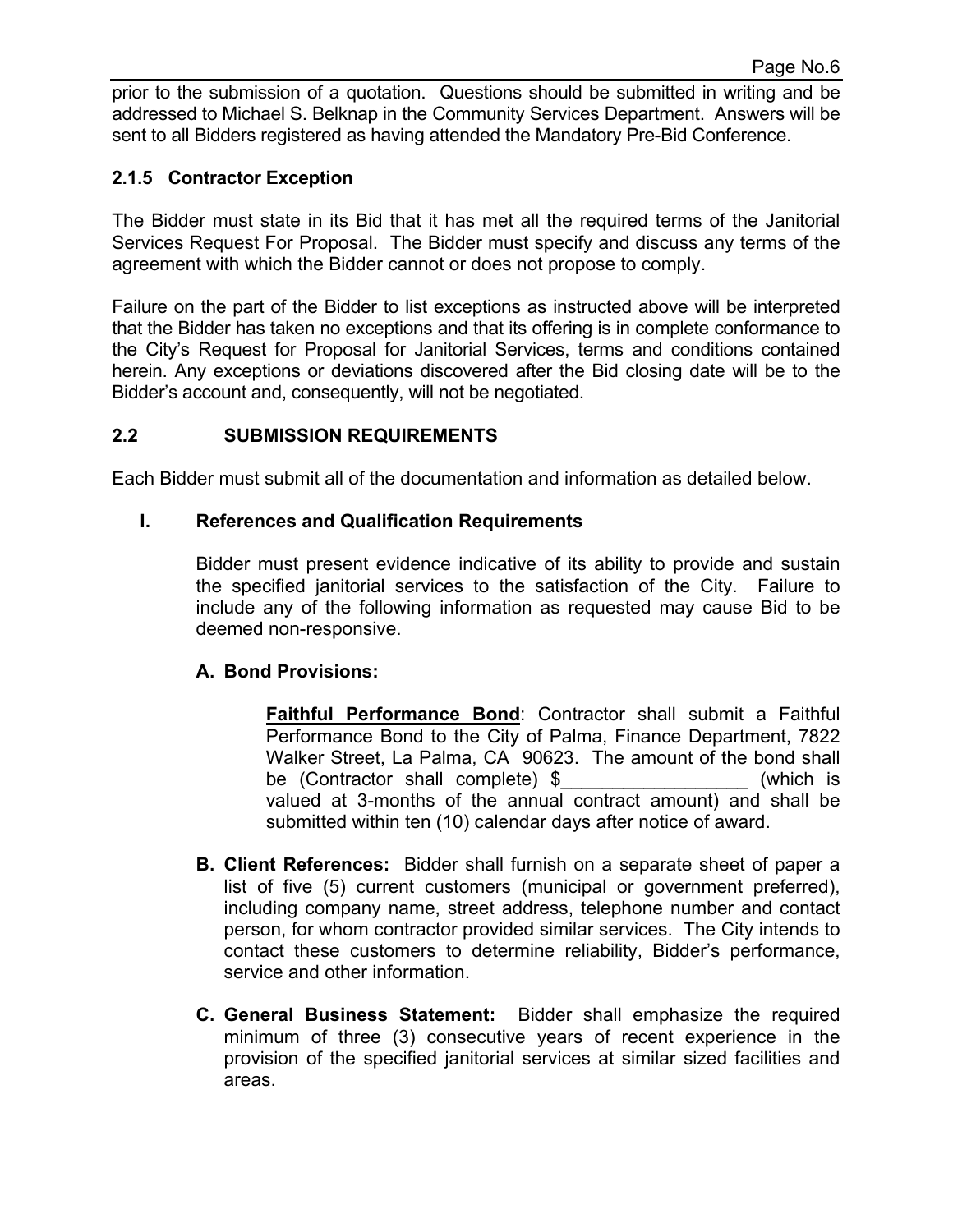prior to the submission of a quotation. Questions should be submitted in writing and be addressed to Michael S. Belknap in the Community Services Department. Answers will be sent to all Bidders registered as having attended the Mandatory Pre-Bid Conference.

### 2.1.5 Contractor Exception

The Bidder must state in its Bid that it has met all the required terms of the Janitorial Services Request For Proposal. The Bidder must specify and discuss any terms of the agreement with which the Bidder cannot or does not propose to comply.

Failure on the part of the Bidder to list exceptions as instructed above will be interpreted that the Bidder has taken no exceptions and that its offering is in complete conformance to the City's Request for Proposal for Janitorial Services, terms and conditions contained herein. Any exceptions or deviations discovered after the Bid closing date will be to the Bidder's account and, consequently, will not be negotiated.

## 2.2 SUBMISSION REQUIREMENTS

Each Bidder must submit all of the documentation and information as detailed below.

### I. References and Qualification Requirements

Bidder must present evidence indicative of its ability to provide and sustain the specified janitorial services to the satisfaction of the City. Failure to include any of the following information as requested may cause Bid to be deemed non-responsive.

**A. Bond Provisions:**

**Faithful Performance Bond**: Contractor shall submit a Faithful Performance Bond to the City of Palma, Finance Department, 7822 Walker Street, La Palma, CA 90623. The amount of the bond shall be (Contractor shall complete) $__________________ (which is valued at 3-months of the annual contract amount) and shall be submitted within ten (10) calendar days after notice of award.

**B. Client References:** Bidder shall furnish on a separate sheet of paper a list of five (5) current customers (municipal or government preferred), including company name, street address, telephone number and contact person, for whom contractor provided similar services. The City intends to contact these customers to determine reliability, Bidder's performance, service and other information.

**C. General Business Statement:** Bidder shall emphasize the required minimum of three (3) consecutive years of recent experience in the provision of the specified janitorial services at similar sized facilities and areas.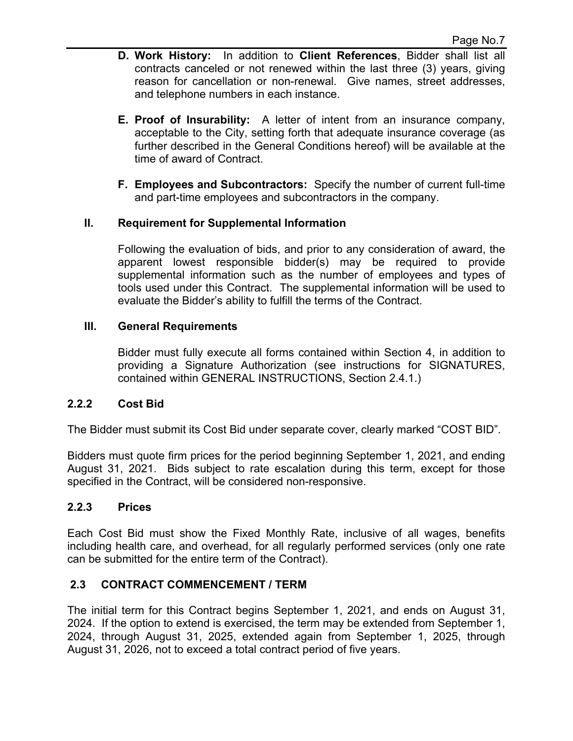**D. Work History:** In addition to **Client References**, Bidder shall list all contracts canceled or not renewed within the last three (3) years, giving reason for cancellation or non-renewal. Give names, street addresses, and telephone numbers in each instance.

**E. Proof of Insurability:** A letter of intent from an insurance company, acceptable to the City, setting forth that adequate insurance coverage (as further described in the General Conditions hereof) will be available at the time of award of Contract.

**F. Employees and Subcontractors:** Specify the number of current full-time and part-time employees and subcontractors in the company.

**II. Requirement for Supplemental Information**

Following the evaluation of bids, and prior to any consideration of award, the apparent lowest responsible bidder(s) may be required to provide supplemental information such as the number of employees and types of tools used under this Contract. The supplemental information will be used to evaluate the Bidder's ability to fulfill the terms of the Contract.

**III. General Requirements**

Bidder must fully execute all forms contained within Section 4, in addition to providing a Signature Authorization (see instructions for SIGNATURES, contained within GENERAL INSTRUCTIONS, Section 2.4.1.)

### 2.2.2 Cost Bid

The Bidder must submit its Cost Bid under separate cover, clearly marked "COST BID".

Bidders must quote firm prices for the period beginning September 1, 2021, and ending August 31, 2021. Bids subject to rate escalation during this term, except for those specified in the Contract, will be considered non-responsive.

### 2.2.3 Prices

Each Cost Bid must show the Fixed Monthly Rate, inclusive of all wages, benefits including health care, and overhead, for all regularly performed services (only one rate can be submitted for the entire term of the Contract).

## 2.3 CONTRACT COMMENCEMENT / TERM

The initial term for this Contract begins September 1, 2021, and ends on August 31, 2024. If the option to extend is exercised, the term may be extended from September 1, 2024, through August 31, 2025, extended again from September 1, 2025, through August 31, 2026, not to exceed a total contract period of five years.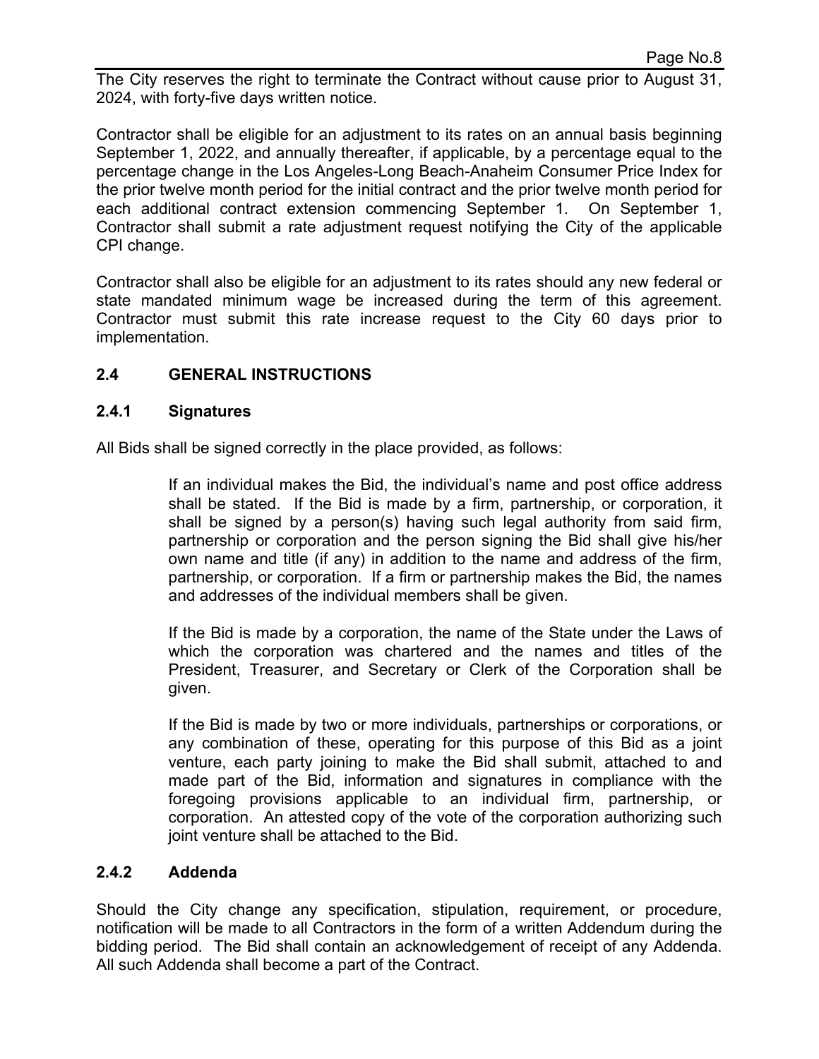The City reserves the right to terminate the Contract without cause prior to August 31, 2024, with forty-five days written notice.

Contractor shall be eligible for an adjustment to its rates on an annual basis beginning September 1, 2022, and annually thereafter, if applicable, by a percentage equal to the percentage change in the Los Angeles-Long Beach-Anaheim Consumer Price Index for the prior twelve month period for the initial contract and the prior twelve month period for each additional contract extension commencing September 1. On September 1, Contractor shall submit a rate adjustment request notifying the City of the applicable CPI change.

Contractor shall also be eligible for an adjustment to its rates should any new federal or state mandated minimum wage be increased during the term of this agreement. Contractor must submit this rate increase request to the City 60 days prior to implementation.

## 2.4 GENERAL INSTRUCTIONS

### 2.4.1 Signatures

All Bids shall be signed correctly in the place provided, as follows:

> If an individual makes the Bid, the individual's name and post office address shall be stated. If the Bid is made by a firm, partnership, or corporation, it shall be signed by a person(s) having such legal authority from said firm, partnership or corporation and the person signing the Bid shall give his/her own name and title (if any) in addition to the name and address of the firm, partnership, or corporation. If a firm or partnership makes the Bid, the names and addresses of the individual members shall be given.
>
> If the Bid is made by a corporation, the name of the State under the Laws of which the corporation was chartered and the names and titles of the President, Treasurer, and Secretary or Clerk of the Corporation shall be given.
>
> If the Bid is made by two or more individuals, partnerships or corporations, or any combination of these, operating for this purpose of this Bid as a joint venture, each party joining to make the Bid shall submit, attached to and made part of the Bid, information and signatures in compliance with the foregoing provisions applicable to an individual firm, partnership, or corporation. An attested copy of the vote of the corporation authorizing such joint venture shall be attached to the Bid.

### 2.4.2 Addenda

Should the City change any specification, stipulation, requirement, or procedure, notification will be made to all Contractors in the form of a written Addendum during the bidding period. The Bid shall contain an acknowledgement of receipt of any Addenda. All such Addenda shall become a part of the Contract.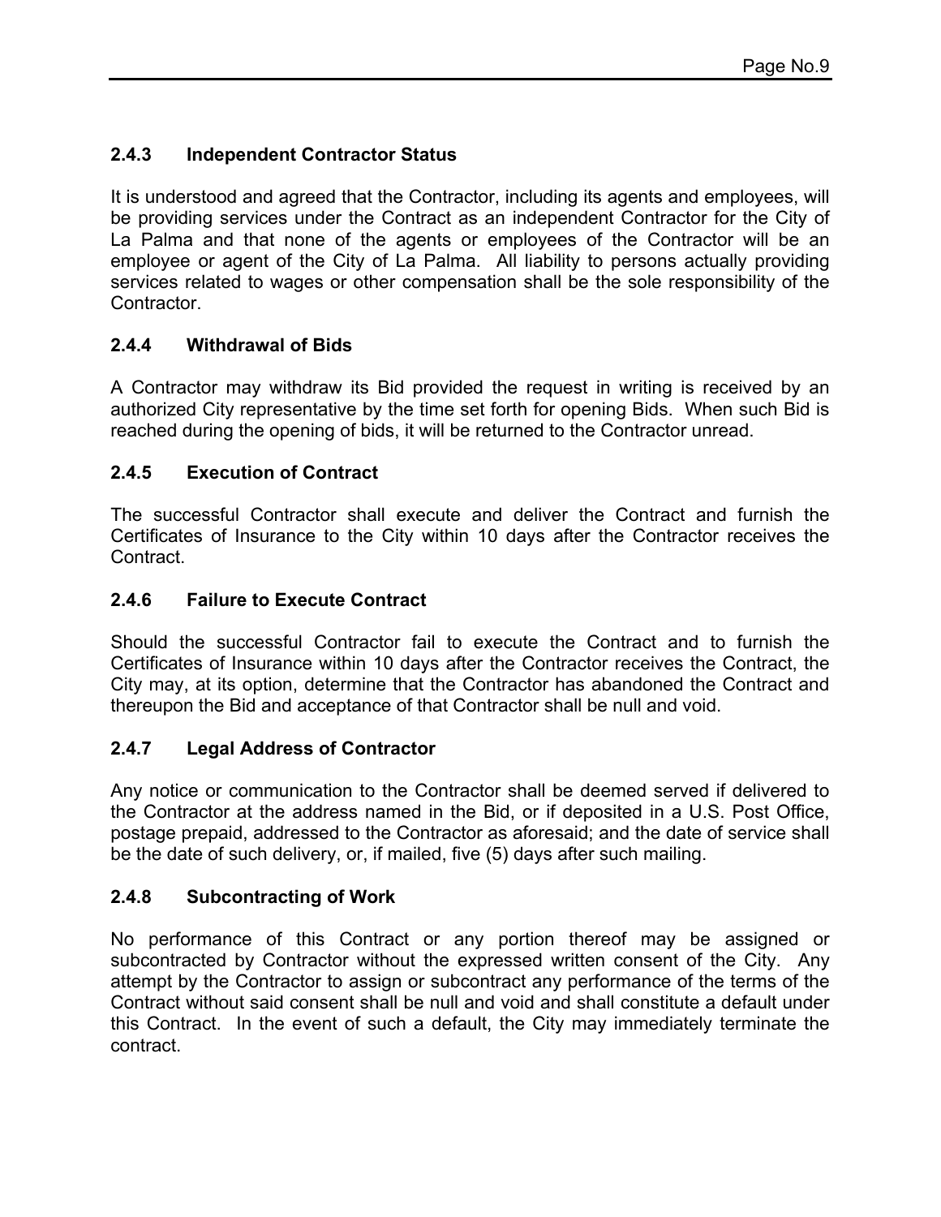### 2.4.3 Independent Contractor Status

It is understood and agreed that the Contractor, including its agents and employees, will be providing services under the Contract as an independent Contractor for the City of La Palma and that none of the agents or employees of the Contractor will be an employee or agent of the City of La Palma. All liability to persons actually providing services related to wages or other compensation shall be the sole responsibility of the Contractor.

### 2.4.4 Withdrawal of Bids

A Contractor may withdraw its Bid provided the request in writing is received by an authorized City representative by the time set forth for opening Bids. When such Bid is reached during the opening of bids, it will be returned to the Contractor unread.

### 2.4.5 Execution of Contract

The successful Contractor shall execute and deliver the Contract and furnish the Certificates of Insurance to the City within 10 days after the Contractor receives the Contract.

### 2.4.6 Failure to Execute Contract

Should the successful Contractor fail to execute the Contract and to furnish the Certificates of Insurance within 10 days after the Contractor receives the Contract, the City may, at its option, determine that the Contractor has abandoned the Contract and thereupon the Bid and acceptance of that Contractor shall be null and void.

### 2.4.7 Legal Address of Contractor

Any notice or communication to the Contractor shall be deemed served if delivered to the Contractor at the address named in the Bid, or if deposited in a U.S. Post Office, postage prepaid, addressed to the Contractor as aforesaid; and the date of service shall be the date of such delivery, or, if mailed, five (5) days after such mailing.

### 2.4.8 Subcontracting of Work

No performance of this Contract or any portion thereof may be assigned or subcontracted by Contractor without the expressed written consent of the City. Any attempt by the Contractor to assign or subcontract any performance of the terms of the Contract without said consent shall be null and void and shall constitute a default under this Contract. In the event of such a default, the City may immediately terminate the contract.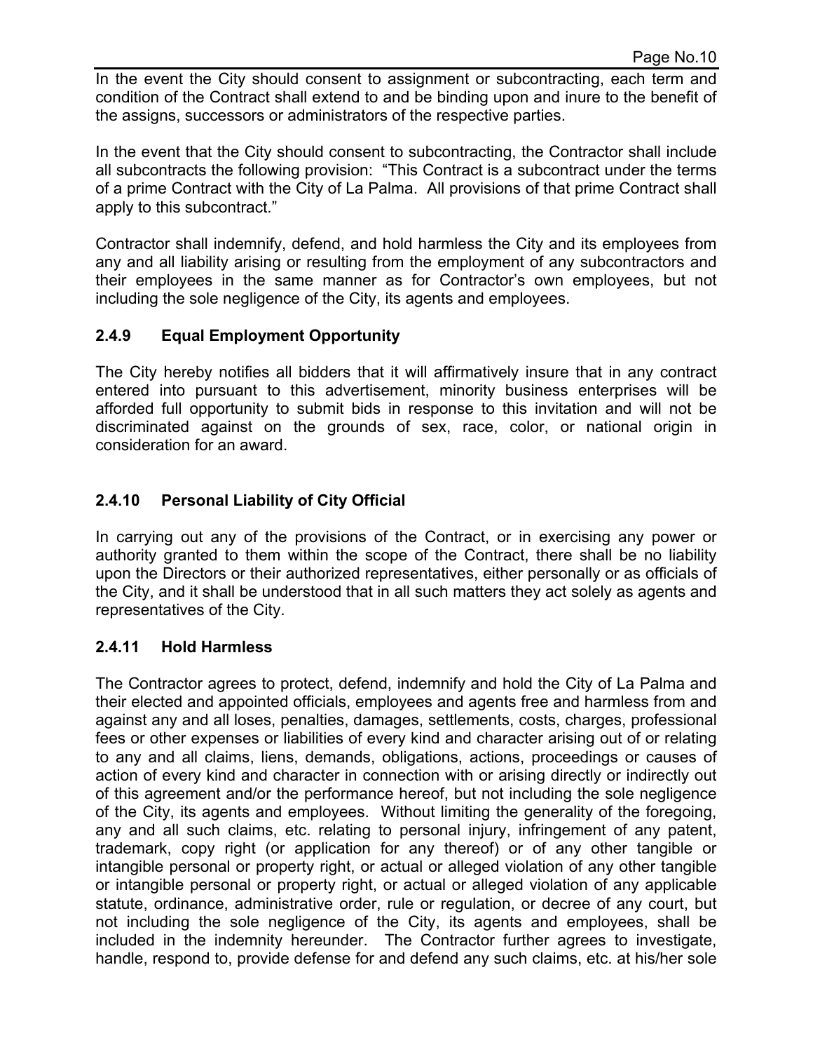In the event the City should consent to assignment or subcontracting, each term and condition of the Contract shall extend to and be binding upon and inure to the benefit of the assigns, successors or administrators of the respective parties.

In the event that the City should consent to subcontracting, the Contractor shall include all subcontracts the following provision: "This Contract is a subcontract under the terms of a prime Contract with the City of La Palma. All provisions of that prime Contract shall apply to this subcontract."

Contractor shall indemnify, defend, and hold harmless the City and its employees from any and all liability arising or resulting from the employment of any subcontractors and their employees in the same manner as for Contractor's own employees, but not including the sole negligence of the City, its agents and employees.

### 2.4.9 Equal Employment Opportunity

The City hereby notifies all bidders that it will affirmatively insure that in any contract entered into pursuant to this advertisement, minority business enterprises will be afforded full opportunity to submit bids in response to this invitation and will not be discriminated against on the grounds of sex, race, color, or national origin in consideration for an award.

### 2.4.10 Personal Liability of City Official

In carrying out any of the provisions of the Contract, or in exercising any power or authority granted to them within the scope of the Contract, there shall be no liability upon the Directors or their authorized representatives, either personally or as officials of the City, and it shall be understood that in all such matters they act solely as agents and representatives of the City.

### 2.4.11 Hold Harmless

The Contractor agrees to protect, defend, indemnify and hold the City of La Palma and their elected and appointed officials, employees and agents free and harmless from and against any and all loses, penalties, damages, settlements, costs, charges, professional fees or other expenses or liabilities of every kind and character arising out of or relating to any and all claims, liens, demands, obligations, actions, proceedings or causes of action of every kind and character in connection with or arising directly or indirectly out of this agreement and/or the performance hereof, but not including the sole negligence of the City, its agents and employees. Without limiting the generality of the foregoing, any and all such claims, etc. relating to personal injury, infringement of any patent, trademark, copy right (or application for any thereof) or of any other tangible or intangible personal or property right, or actual or alleged violation of any other tangible or intangible personal or property right, or actual or alleged violation of any applicable statute, ordinance, administrative order, rule or regulation, or decree of any court, but not including the sole negligence of the City, its agents and employees, shall be included in the indemnity hereunder. The Contractor further agrees to investigate, handle, respond to, provide defense for and defend any such claims, etc. at his/her sole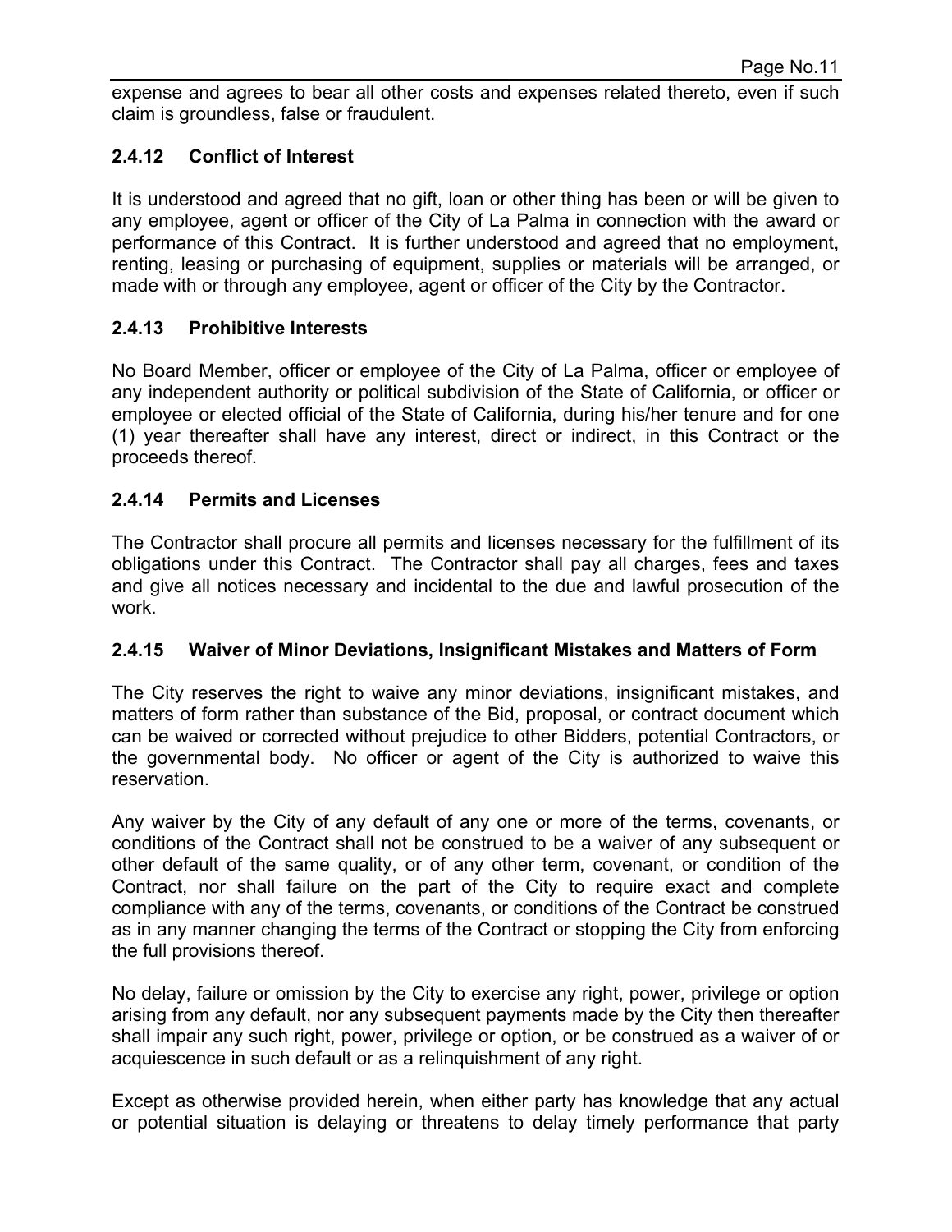expense and agrees to bear all other costs and expenses related thereto, even if such claim is groundless, false or fraudulent.

### 2.4.12 Conflict of Interest

It is understood and agreed that no gift, loan or other thing has been or will be given to any employee, agent or officer of the City of La Palma in connection with the award or performance of this Contract. It is further understood and agreed that no employment, renting, leasing or purchasing of equipment, supplies or materials will be arranged, or made with or through any employee, agent or officer of the City by the Contractor.

### 2.4.13 Prohibitive Interests

No Board Member, officer or employee of the City of La Palma, officer or employee of any independent authority or political subdivision of the State of California, or officer or employee or elected official of the State of California, during his/her tenure and for one (1) year thereafter shall have any interest, direct or indirect, in this Contract or the proceeds thereof.

### 2.4.14 Permits and Licenses

The Contractor shall procure all permits and licenses necessary for the fulfillment of its obligations under this Contract. The Contractor shall pay all charges, fees and taxes and give all notices necessary and incidental to the due and lawful prosecution of the work.

### 2.4.15 Waiver of Minor Deviations, Insignificant Mistakes and Matters of Form

The City reserves the right to waive any minor deviations, insignificant mistakes, and matters of form rather than substance of the Bid, proposal, or contract document which can be waived or corrected without prejudice to other Bidders, potential Contractors, or the governmental body. No officer or agent of the City is authorized to waive this reservation.

Any waiver by the City of any default of any one or more of the terms, covenants, or conditions of the Contract shall not be construed to be a waiver of any subsequent or other default of the same quality, or of any other term, covenant, or condition of the Contract, nor shall failure on the part of the City to require exact and complete compliance with any of the terms, covenants, or conditions of the Contract be construed as in any manner changing the terms of the Contract or stopping the City from enforcing the full provisions thereof.

No delay, failure or omission by the City to exercise any right, power, privilege or option arising from any default, nor any subsequent payments made by the City then thereafter shall impair any such right, power, privilege or option, or be construed as a waiver of or acquiescence in such default or as a relinquishment of any right.

Except as otherwise provided herein, when either party has knowledge that any actual or potential situation is delaying or threatens to delay timely performance that party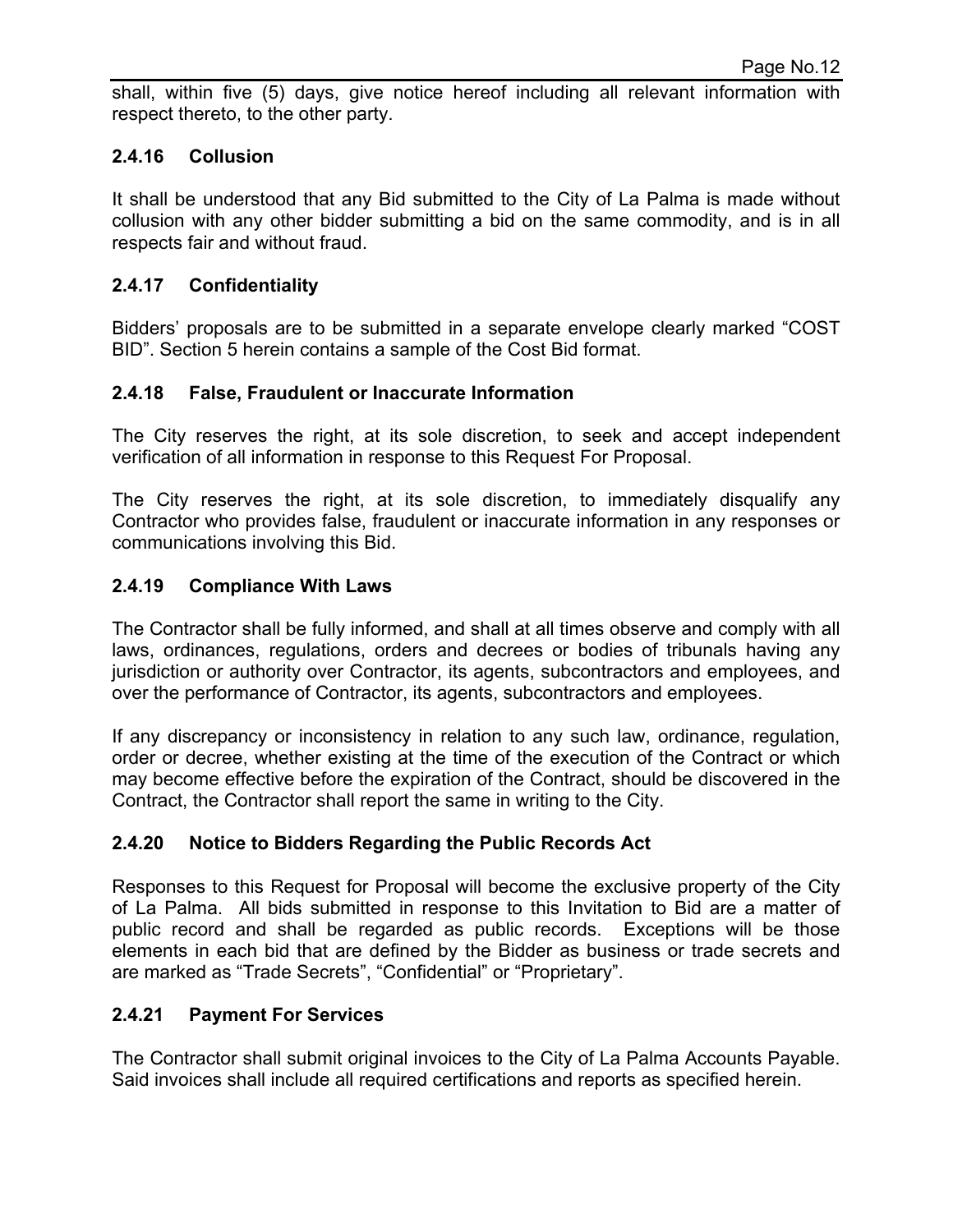shall, within five (5) days, give notice hereof including all relevant information with respect thereto, to the other party.

### 2.4.16 Collusion

It shall be understood that any Bid submitted to the City of La Palma is made without collusion with any other bidder submitting a bid on the same commodity, and is in all respects fair and without fraud.

### 2.4.17 Confidentiality

Bidders' proposals are to be submitted in a separate envelope clearly marked "COST BID". Section 5 herein contains a sample of the Cost Bid format.

### 2.4.18 False, Fraudulent or Inaccurate Information

The City reserves the right, at its sole discretion, to seek and accept independent verification of all information in response to this Request For Proposal.

The City reserves the right, at its sole discretion, to immediately disqualify any Contractor who provides false, fraudulent or inaccurate information in any responses or communications involving this Bid.

### 2.4.19 Compliance With Laws

The Contractor shall be fully informed, and shall at all times observe and comply with all laws, ordinances, regulations, orders and decrees or bodies of tribunals having any jurisdiction or authority over Contractor, its agents, subcontractors and employees, and over the performance of Contractor, its agents, subcontractors and employees.

If any discrepancy or inconsistency in relation to any such law, ordinance, regulation, order or decree, whether existing at the time of the execution of the Contract or which may become effective before the expiration of the Contract, should be discovered in the Contract, the Contractor shall report the same in writing to the City.

### 2.4.20 Notice to Bidders Regarding the Public Records Act

Responses to this Request for Proposal will become the exclusive property of the City of La Palma. All bids submitted in response to this Invitation to Bid are a matter of public record and shall be regarded as public records. Exceptions will be those elements in each bid that are defined by the Bidder as business or trade secrets and are marked as "Trade Secrets", "Confidential" or "Proprietary".

### 2.4.21 Payment For Services

The Contractor shall submit original invoices to the City of La Palma Accounts Payable. Said invoices shall include all required certifications and reports as specified herein.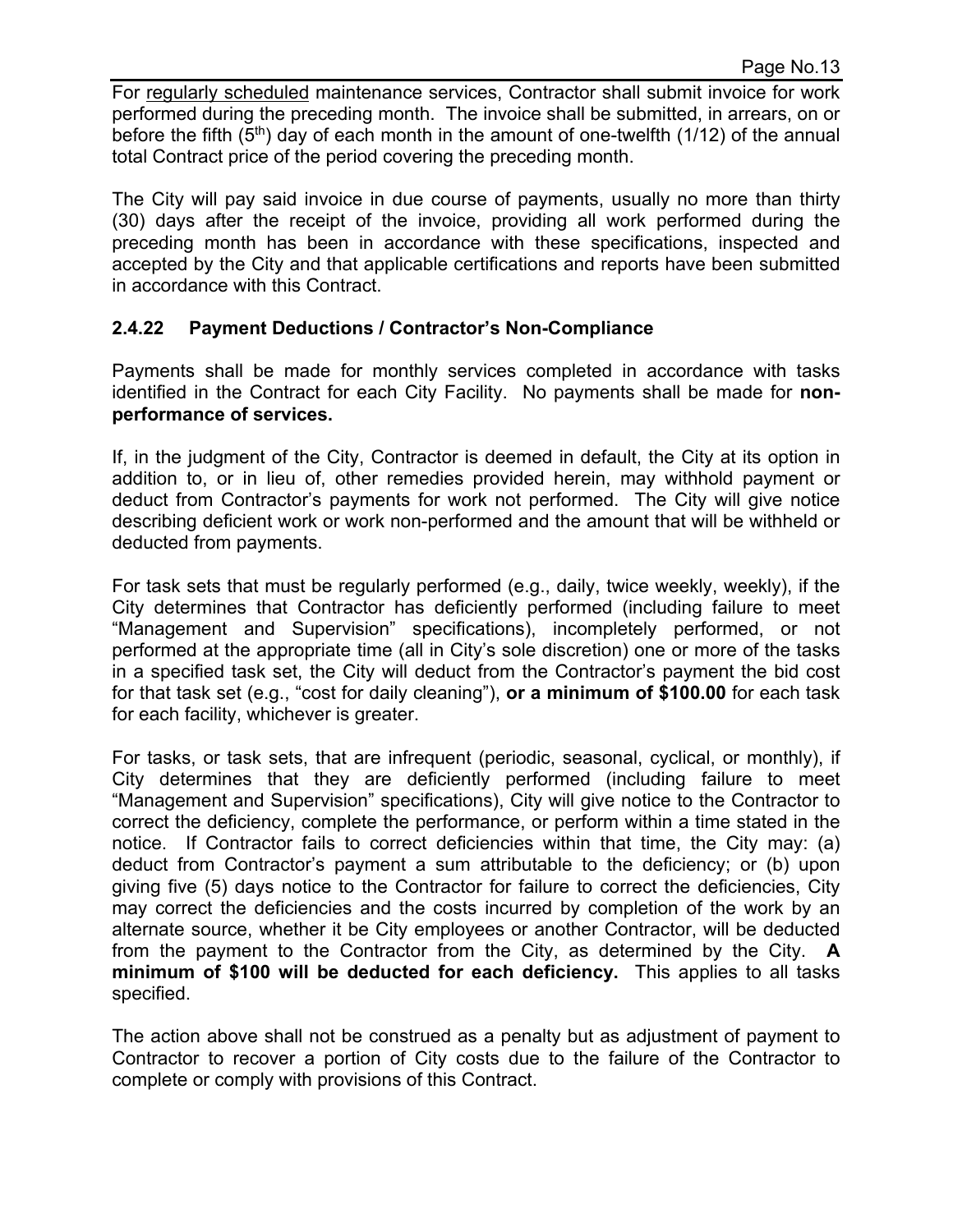For <u>regularly scheduled</u> maintenance services, Contractor shall submit invoice for work performed during the preceding month. The invoice shall be submitted, in arrears, on or before the fifth (5th) day of each month in the amount of one-twelfth (1/12) of the annual total Contract price of the period covering the preceding month.

The City will pay said invoice in due course of payments, usually no more than thirty (30) days after the receipt of the invoice, providing all work performed during the preceding month has been in accordance with these specifications, inspected and accepted by the City and that applicable certifications and reports have been submitted in accordance with this Contract.

### 2.4.22 Payment Deductions / Contractor's Non-Compliance

Payments shall be made for monthly services completed in accordance with tasks identified in the Contract for each City Facility. No payments shall be made for **non-performance of services.**

If, in the judgment of the City, Contractor is deemed in default, the City at its option in addition to, or in lieu of, other remedies provided herein, may withhold payment or deduct from Contractor's payments for work not performed. The City will give notice describing deficient work or work non-performed and the amount that will be withheld or deducted from payments.

For task sets that must be regularly performed (e.g., daily, twice weekly, weekly), if the City determines that Contractor has deficiently performed (including failure to meet "Management and Supervision" specifications), incompletely performed, or not performed at the appropriate time (all in City's sole discretion) one or more of the tasks in a specified task set, the City will deduct from the Contractor's payment the bid cost for that task set (e.g., "cost for daily cleaning"), **or a minimum of $100.00** for each task for each facility, whichever is greater.

For tasks, or task sets, that are infrequent (periodic, seasonal, cyclical, or monthly), if City determines that they are deficiently performed (including failure to meet "Management and Supervision" specifications), City will give notice to the Contractor to correct the deficiency, complete the performance, or perform within a time stated in the notice. If Contractor fails to correct deficiencies within that time, the City may: (a) deduct from Contractor's payment a sum attributable to the deficiency; or (b) upon giving five (5) days notice to the Contractor for failure to correct the deficiencies, City may correct the deficiencies and the costs incurred by completion of the work by an alternate source, whether it be City employees or another Contractor, will be deducted from the payment to the Contractor from the City, as determined by the City. **A minimum of $100 will be deducted for each deficiency.** This applies to all tasks specified.

The action above shall not be construed as a penalty but as adjustment of payment to Contractor to recover a portion of City costs due to the failure of the Contractor to complete or comply with provisions of this Contract.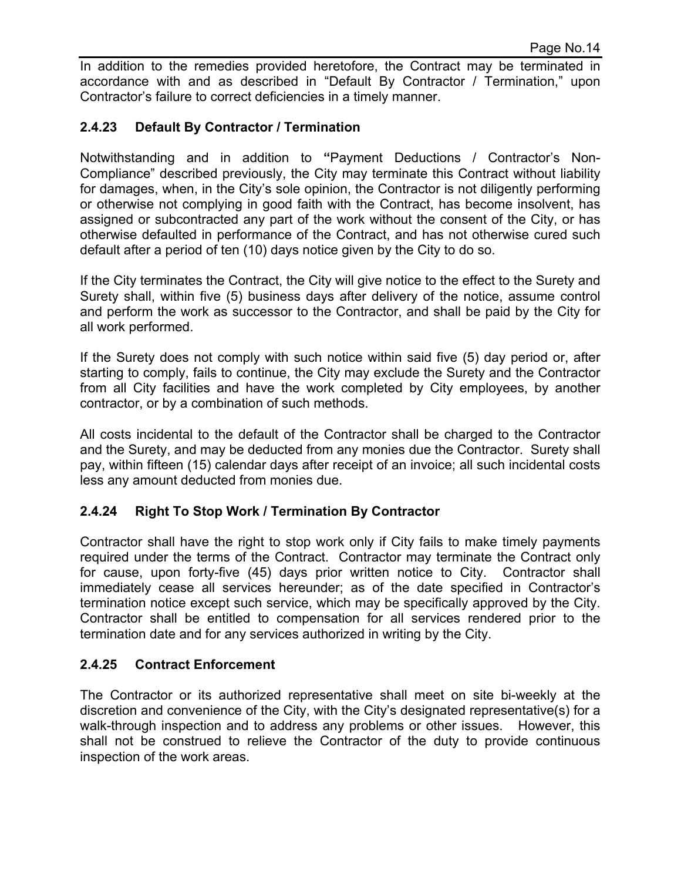In addition to the remedies provided heretofore, the Contract may be terminated in accordance with and as described in "Default By Contractor / Termination," upon Contractor's failure to correct deficiencies in a timely manner.

### 2.4.23 Default By Contractor / Termination

Notwithstanding and in addition to **"**Payment Deductions / Contractor's Non-Compliance" described previously, the City may terminate this Contract without liability for damages, when, in the City's sole opinion, the Contractor is not diligently performing or otherwise not complying in good faith with the Contract, has become insolvent, has assigned or subcontracted any part of the work without the consent of the City, or has otherwise defaulted in performance of the Contract, and has not otherwise cured such default after a period of ten (10) days notice given by the City to do so.

If the City terminates the Contract, the City will give notice to the effect to the Surety and Surety shall, within five (5) business days after delivery of the notice, assume control and perform the work as successor to the Contractor, and shall be paid by the City for all work performed.

If the Surety does not comply with such notice within said five (5) day period or, after starting to comply, fails to continue, the City may exclude the Surety and the Contractor from all City facilities and have the work completed by City employees, by another contractor, or by a combination of such methods.

All costs incidental to the default of the Contractor shall be charged to the Contractor and the Surety, and may be deducted from any monies due the Contractor. Surety shall pay, within fifteen (15) calendar days after receipt of an invoice; all such incidental costs less any amount deducted from monies due.

### 2.4.24 Right To Stop Work / Termination By Contractor

Contractor shall have the right to stop work only if City fails to make timely payments required under the terms of the Contract. Contractor may terminate the Contract only for cause, upon forty-five (45) days prior written notice to City. Contractor shall immediately cease all services hereunder; as of the date specified in Contractor's termination notice except such service, which may be specifically approved by the City. Contractor shall be entitled to compensation for all services rendered prior to the termination date and for any services authorized in writing by the City.

### 2.4.25 Contract Enforcement

The Contractor or its authorized representative shall meet on site bi-weekly at the discretion and convenience of the City, with the City's designated representative(s) for a walk-through inspection and to address any problems or other issues. However, this shall not be construed to relieve the Contractor of the duty to provide continuous inspection of the work areas.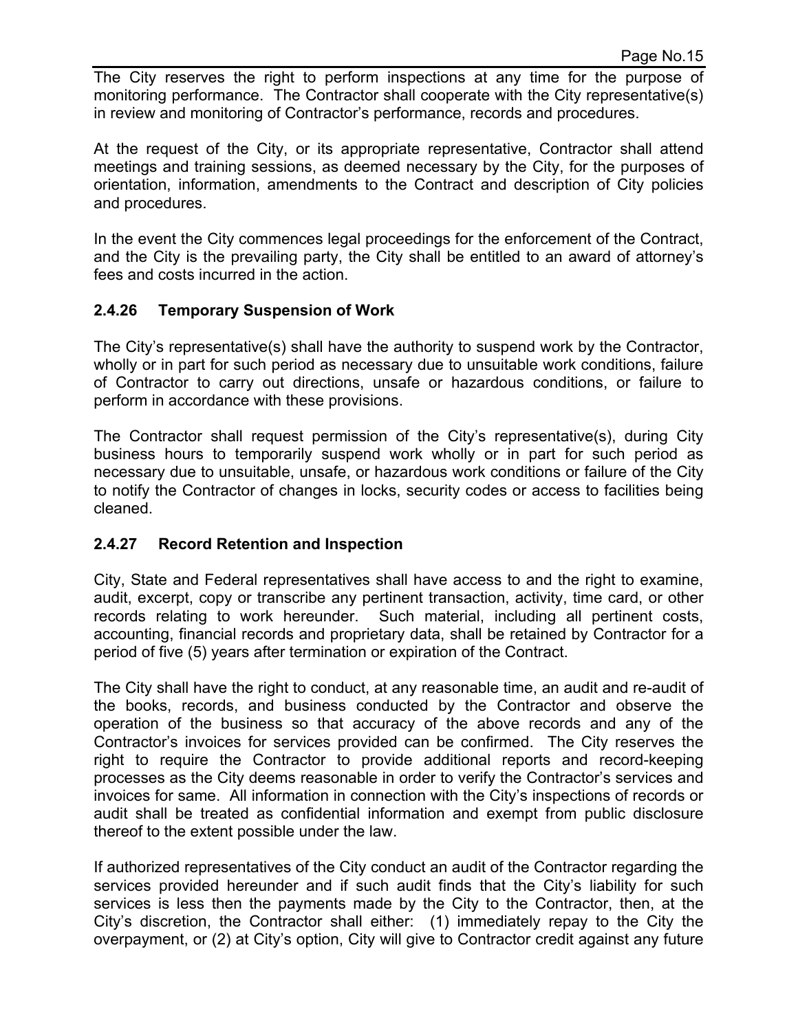The City reserves the right to perform inspections at any time for the purpose of monitoring performance. The Contractor shall cooperate with the City representative(s) in review and monitoring of Contractor's performance, records and procedures.

At the request of the City, or its appropriate representative, Contractor shall attend meetings and training sessions, as deemed necessary by the City, for the purposes of orientation, information, amendments to the Contract and description of City policies and procedures.

In the event the City commences legal proceedings for the enforcement of the Contract, and the City is the prevailing party, the City shall be entitled to an award of attorney's fees and costs incurred in the action.

### 2.4.26 Temporary Suspension of Work

The City's representative(s) shall have the authority to suspend work by the Contractor, wholly or in part for such period as necessary due to unsuitable work conditions, failure of Contractor to carry out directions, unsafe or hazardous conditions, or failure to perform in accordance with these provisions.

The Contractor shall request permission of the City's representative(s), during City business hours to temporarily suspend work wholly or in part for such period as necessary due to unsuitable, unsafe, or hazardous work conditions or failure of the City to notify the Contractor of changes in locks, security codes or access to facilities being cleaned.

### 2.4.27 Record Retention and Inspection

City, State and Federal representatives shall have access to and the right to examine, audit, excerpt, copy or transcribe any pertinent transaction, activity, time card, or other records relating to work hereunder. Such material, including all pertinent costs, accounting, financial records and proprietary data, shall be retained by Contractor for a period of five (5) years after termination or expiration of the Contract.

The City shall have the right to conduct, at any reasonable time, an audit and re-audit of the books, records, and business conducted by the Contractor and observe the operation of the business so that accuracy of the above records and any of the Contractor's invoices for services provided can be confirmed. The City reserves the right to require the Contractor to provide additional reports and record-keeping processes as the City deems reasonable in order to verify the Contractor's services and invoices for same. All information in connection with the City's inspections of records or audit shall be treated as confidential information and exempt from public disclosure thereof to the extent possible under the law.

If authorized representatives of the City conduct an audit of the Contractor regarding the services provided hereunder and if such audit finds that the City's liability for such services is less then the payments made by the City to the Contractor, then, at the City's discretion, the Contractor shall either: (1) immediately repay to the City the overpayment, or (2) at City's option, City will give to Contractor credit against any future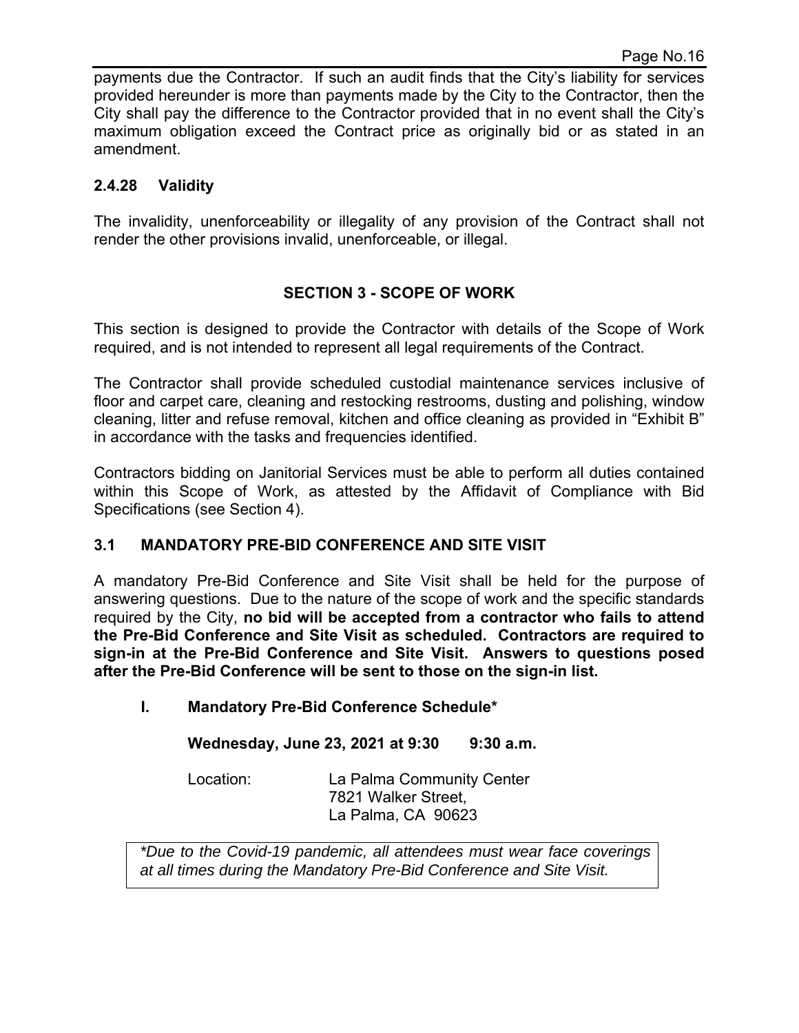payments due the Contractor. If such an audit finds that the City's liability for services provided hereunder is more than payments made by the City to the Contractor, then the City shall pay the difference to the Contractor provided that in no event shall the City's maximum obligation exceed the Contract price as originally bid or as stated in an amendment.

### 2.4.28 Validity

The invalidity, unenforceability or illegality of any provision of the Contract shall not render the other provisions invalid, unenforceable, or illegal.

## SECTION 3 - SCOPE OF WORK

This section is designed to provide the Contractor with details of the Scope of Work required, and is not intended to represent all legal requirements of the Contract.

The Contractor shall provide scheduled custodial maintenance services inclusive of floor and carpet care, cleaning and restocking restrooms, dusting and polishing, window cleaning, litter and refuse removal, kitchen and office cleaning as provided in "Exhibit B" in accordance with the tasks and frequencies identified.

Contractors bidding on Janitorial Services must be able to perform all duties contained within this Scope of Work, as attested by the Affidavit of Compliance with Bid Specifications (see Section 4).

### 3.1 MANDATORY PRE-BID CONFERENCE AND SITE VISIT

A mandatory Pre-Bid Conference and Site Visit shall be held for the purpose of answering questions. Due to the nature of the scope of work and the specific standards required by the City, **no bid will be accepted from a contractor who fails to attend the Pre-Bid Conference and Site Visit as scheduled. Contractors are required to sign-in at the Pre-Bid Conference and Site Visit. Answers to questions posed after the Pre-Bid Conference will be sent to those on the sign-in list.**

**I. Mandatory Pre-Bid Conference Schedule***

**Wednesday, June 23, 2021 at 9:30 9:30 a.m.**

Location: La Palma Community Center
7821 Walker Street,
La Palma, CA 90623

*\*Due to the Covid-19 pandemic, all attendees must wear face coverings at all times during the Mandatory Pre-Bid Conference and Site Visit.*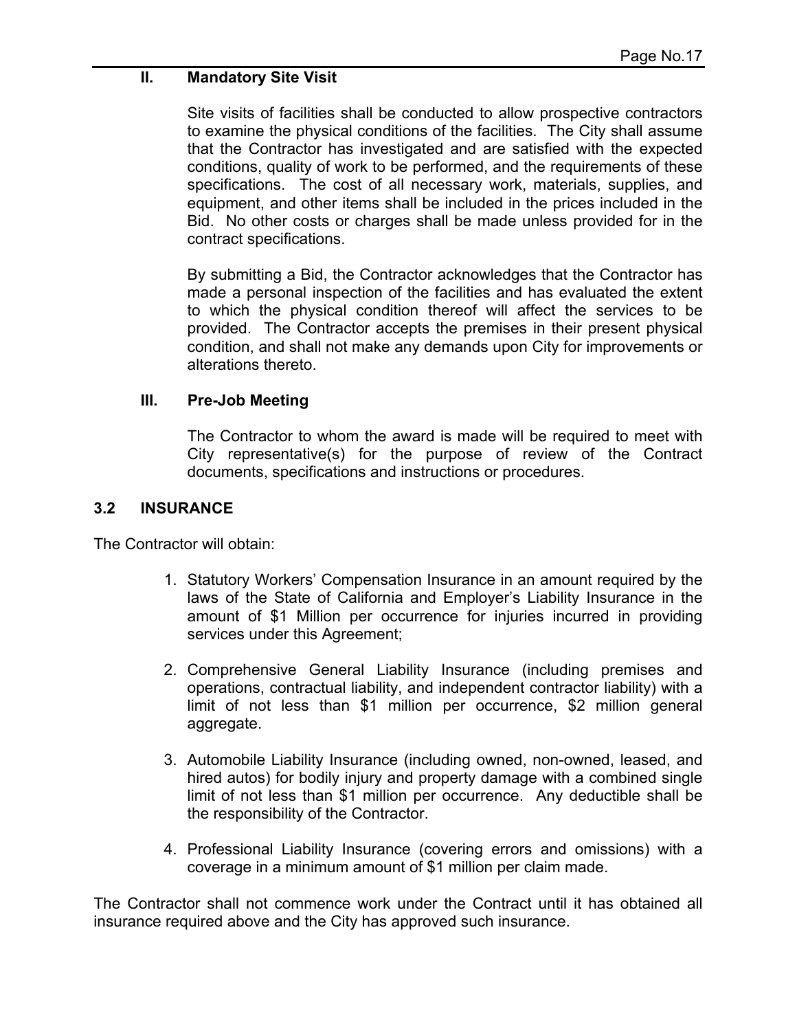### II. Mandatory Site Visit

Site visits of facilities shall be conducted to allow prospective contractors to examine the physical conditions of the facilities. The City shall assume that the Contractor has investigated and are satisfied with the expected conditions, quality of work to be performed, and the requirements of these specifications. The cost of all necessary work, materials, supplies, and equipment, and other items shall be included in the prices included in the Bid. No other costs or charges shall be made unless provided for in the contract specifications.

By submitting a Bid, the Contractor acknowledges that the Contractor has made a personal inspection of the facilities and has evaluated the extent to which the physical condition thereof will affect the services to be provided. The Contractor accepts the premises in their present physical condition, and shall not make any demands upon City for improvements or alterations thereto.

### III. Pre-Job Meeting

The Contractor to whom the award is made will be required to meet with City representative(s) for the purpose of review of the Contract documents, specifications and instructions or procedures.

## 3.2 INSURANCE

The Contractor will obtain:

1. Statutory Workers' Compensation Insurance in an amount required by the laws of the State of California and Employer's Liability Insurance in the amount of $1 Million per occurrence for injuries incurred in providing services under this Agreement;

2. Comprehensive General Liability Insurance (including premises and operations, contractual liability, and independent contractor liability) with a limit of not less than $1 million per occurrence, $2 million general aggregate.

3. Automobile Liability Insurance (including owned, non-owned, leased, and hired autos) for bodily injury and property damage with a combined single limit of not less than $1 million per occurrence. Any deductible shall be the responsibility of the Contractor.

4. Professional Liability Insurance (covering errors and omissions) with a coverage in a minimum amount of $1 million per claim made.

The Contractor shall not commence work under the Contract until it has obtained all insurance required above and the City has approved such insurance.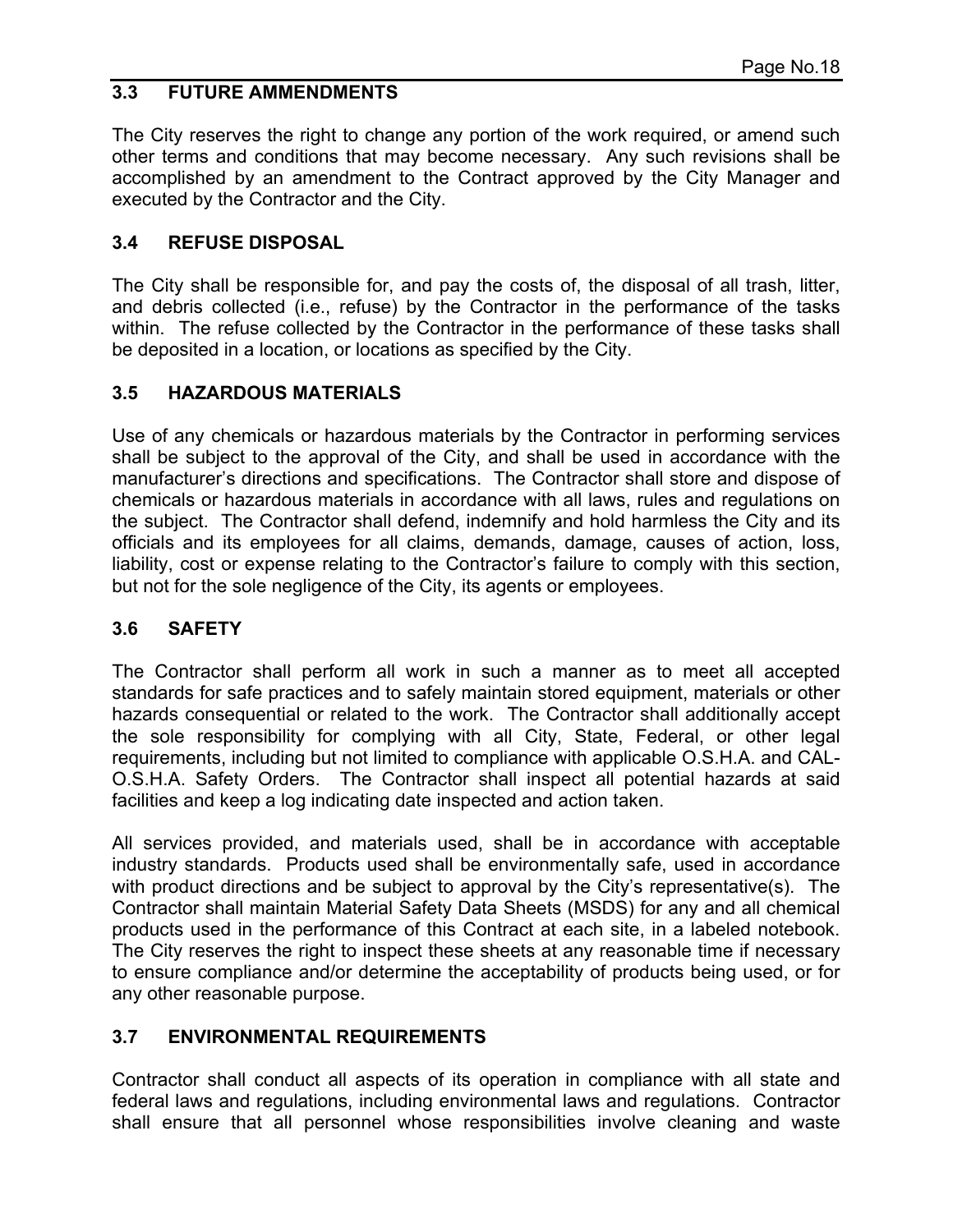### 3.3 FUTURE AMMENDMENTS

The City reserves the right to change any portion of the work required, or amend such other terms and conditions that may become necessary. Any such revisions shall be accomplished by an amendment to the Contract approved by the City Manager and executed by the Contractor and the City.

### 3.4 REFUSE DISPOSAL

The City shall be responsible for, and pay the costs of, the disposal of all trash, litter, and debris collected (i.e., refuse) by the Contractor in the performance of the tasks within. The refuse collected by the Contractor in the performance of these tasks shall be deposited in a location, or locations as specified by the City.

### 3.5 HAZARDOUS MATERIALS

Use of any chemicals or hazardous materials by the Contractor in performing services shall be subject to the approval of the City, and shall be used in accordance with the manufacturer's directions and specifications. The Contractor shall store and dispose of chemicals or hazardous materials in accordance with all laws, rules and regulations on the subject. The Contractor shall defend, indemnify and hold harmless the City and its officials and its employees for all claims, demands, damage, causes of action, loss, liability, cost or expense relating to the Contractor's failure to comply with this section, but not for the sole negligence of the City, its agents or employees.

### 3.6 SAFETY

The Contractor shall perform all work in such a manner as to meet all accepted standards for safe practices and to safely maintain stored equipment, materials or other hazards consequential or related to the work. The Contractor shall additionally accept the sole responsibility for complying with all City, State, Federal, or other legal requirements, including but not limited to compliance with applicable O.S.H.A. and CAL-O.S.H.A. Safety Orders. The Contractor shall inspect all potential hazards at said facilities and keep a log indicating date inspected and action taken.

All services provided, and materials used, shall be in accordance with acceptable industry standards. Products used shall be environmentally safe, used in accordance with product directions and be subject to approval by the City's representative(s). The Contractor shall maintain Material Safety Data Sheets (MSDS) for any and all chemical products used in the performance of this Contract at each site, in a labeled notebook. The City reserves the right to inspect these sheets at any reasonable time if necessary to ensure compliance and/or determine the acceptability of products being used, or for any other reasonable purpose.

### 3.7 ENVIRONMENTAL REQUIREMENTS

Contractor shall conduct all aspects of its operation in compliance with all state and federal laws and regulations, including environmental laws and regulations. Contractor shall ensure that all personnel whose responsibilities involve cleaning and waste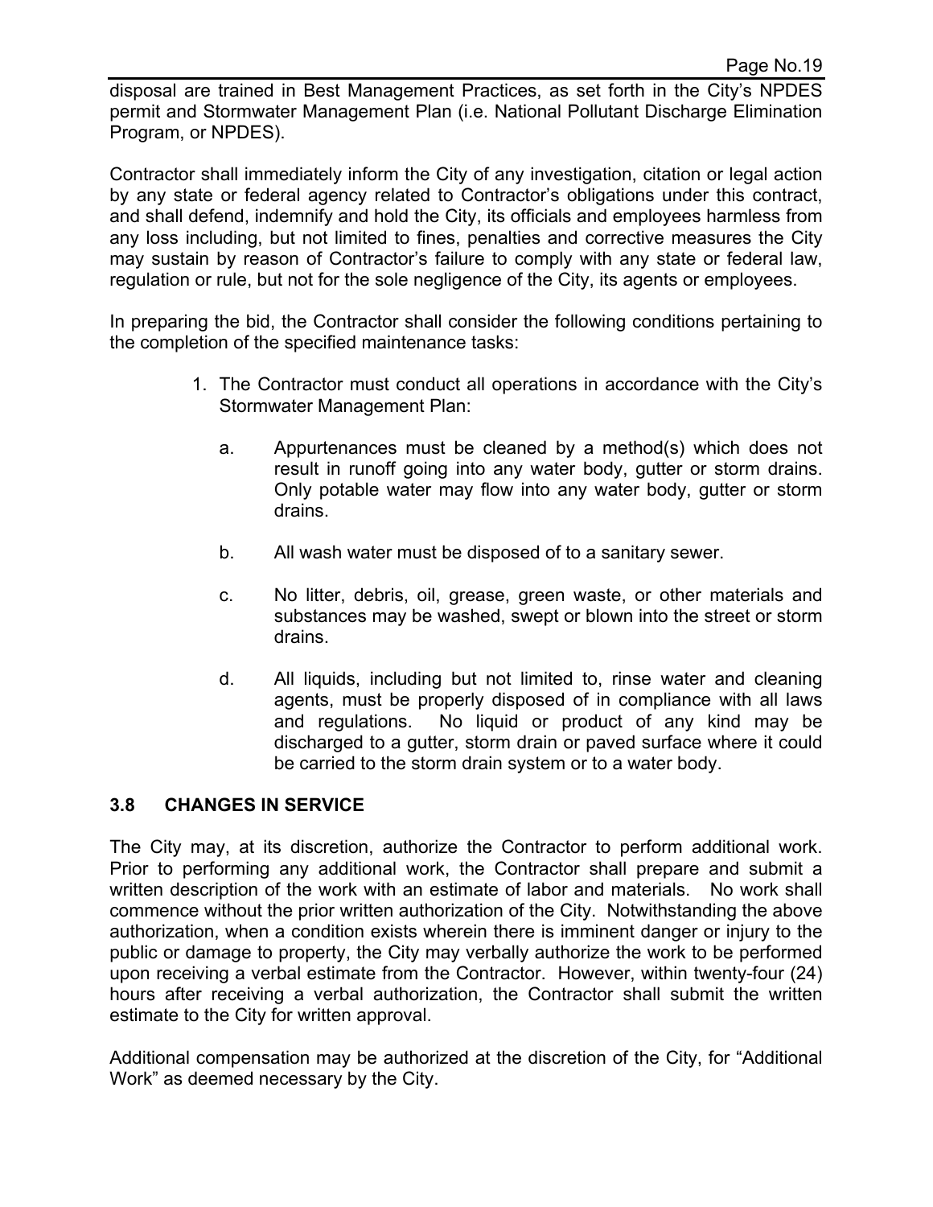disposal are trained in Best Management Practices, as set forth in the City's NPDES permit and Stormwater Management Plan (i.e. National Pollutant Discharge Elimination Program, or NPDES).

Contractor shall immediately inform the City of any investigation, citation or legal action by any state or federal agency related to Contractor's obligations under this contract, and shall defend, indemnify and hold the City, its officials and employees harmless from any loss including, but not limited to fines, penalties and corrective measures the City may sustain by reason of Contractor's failure to comply with any state or federal law, regulation or rule, but not for the sole negligence of the City, its agents or employees.

In preparing the bid, the Contractor shall consider the following conditions pertaining to the completion of the specified maintenance tasks:

1. The Contractor must conduct all operations in accordance with the City's Stormwater Management Plan:

   a. Appurtenances must be cleaned by a method(s) which does not result in runoff going into any water body, gutter or storm drains. Only potable water may flow into any water body, gutter or storm drains.

   b. All wash water must be disposed of to a sanitary sewer.

   c. No litter, debris, oil, grease, green waste, or other materials and substances may be washed, swept or blown into the street or storm drains.

   d. All liquids, including but not limited to, rinse water and cleaning agents, must be properly disposed of in compliance with all laws and regulations. No liquid or product of any kind may be discharged to a gutter, storm drain or paved surface where it could be carried to the storm drain system or to a water body.

### 3.8 CHANGES IN SERVICE

The City may, at its discretion, authorize the Contractor to perform additional work. Prior to performing any additional work, the Contractor shall prepare and submit a written description of the work with an estimate of labor and materials. No work shall commence without the prior written authorization of the City. Notwithstanding the above authorization, when a condition exists wherein there is imminent danger or injury to the public or damage to property, the City may verbally authorize the work to be performed upon receiving a verbal estimate from the Contractor. However, within twenty-four (24) hours after receiving a verbal authorization, the Contractor shall submit the written estimate to the City for written approval.

Additional compensation may be authorized at the discretion of the City, for "Additional Work" as deemed necessary by the City.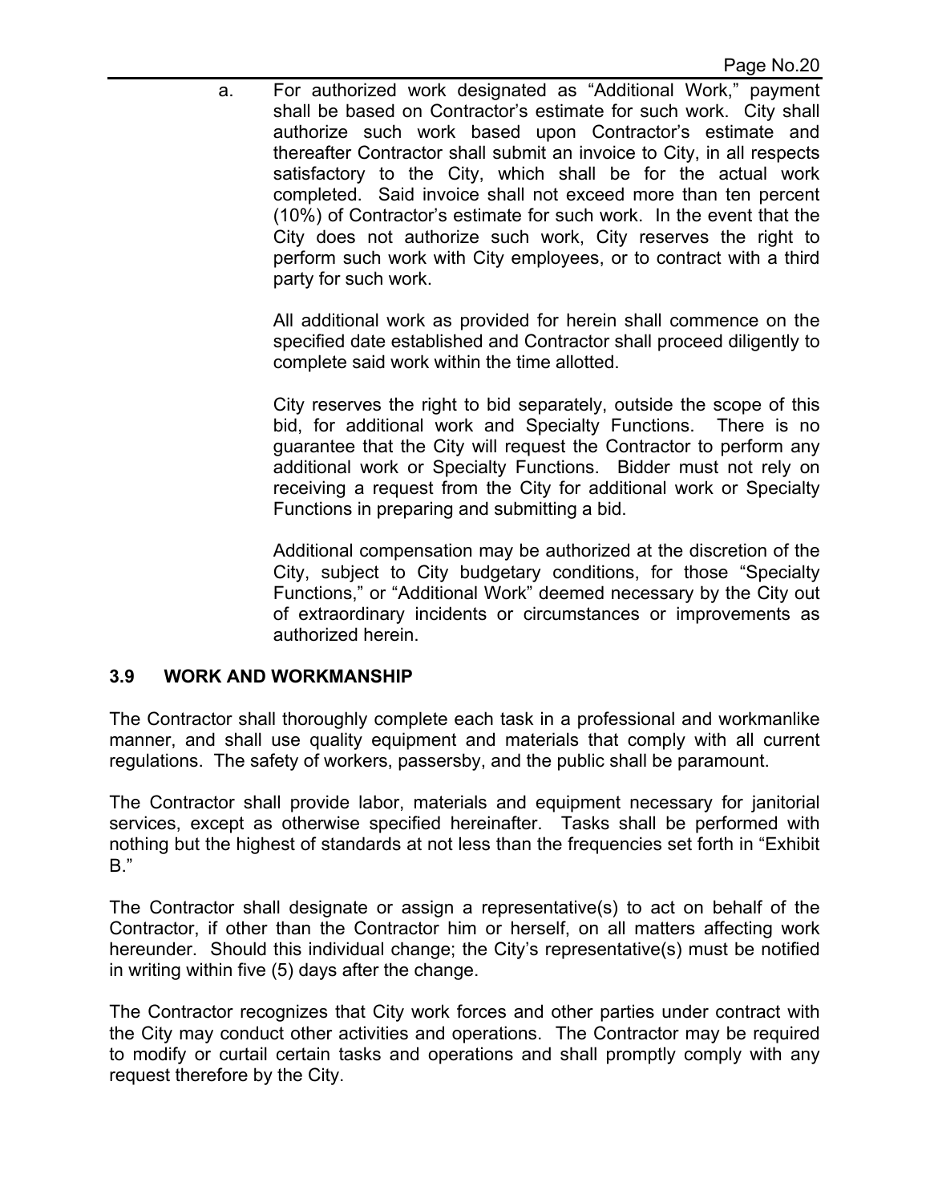a. For authorized work designated as "Additional Work," payment shall be based on Contractor's estimate for such work. City shall authorize such work based upon Contractor's estimate and thereafter Contractor shall submit an invoice to City, in all respects satisfactory to the City, which shall be for the actual work completed. Said invoice shall not exceed more than ten percent (10%) of Contractor's estimate for such work. In the event that the City does not authorize such work, City reserves the right to perform such work with City employees, or to contract with a third party for such work.

   All additional work as provided for herein shall commence on the specified date established and Contractor shall proceed diligently to complete said work within the time allotted.

   City reserves the right to bid separately, outside the scope of this bid, for additional work and Specialty Functions. There is no guarantee that the City will request the Contractor to perform any additional work or Specialty Functions. Bidder must not rely on receiving a request from the City for additional work or Specialty Functions in preparing and submitting a bid.

   Additional compensation may be authorized at the discretion of the City, subject to City budgetary conditions, for those "Specialty Functions," or "Additional Work" deemed necessary by the City out of extraordinary incidents or circumstances or improvements as authorized herein.

### 3.9 WORK AND WORKMANSHIP

The Contractor shall thoroughly complete each task in a professional and workmanlike manner, and shall use quality equipment and materials that comply with all current regulations. The safety of workers, passersby, and the public shall be paramount.

The Contractor shall provide labor, materials and equipment necessary for janitorial services, except as otherwise specified hereinafter. Tasks shall be performed with nothing but the highest of standards at not less than the frequencies set forth in "Exhibit B."

The Contractor shall designate or assign a representative(s) to act on behalf of the Contractor, if other than the Contractor him or herself, on all matters affecting work hereunder. Should this individual change; the City's representative(s) must be notified in writing within five (5) days after the change.

The Contractor recognizes that City work forces and other parties under contract with the City may conduct other activities and operations. The Contractor may be required to modify or curtail certain tasks and operations and shall promptly comply with any request therefore by the City.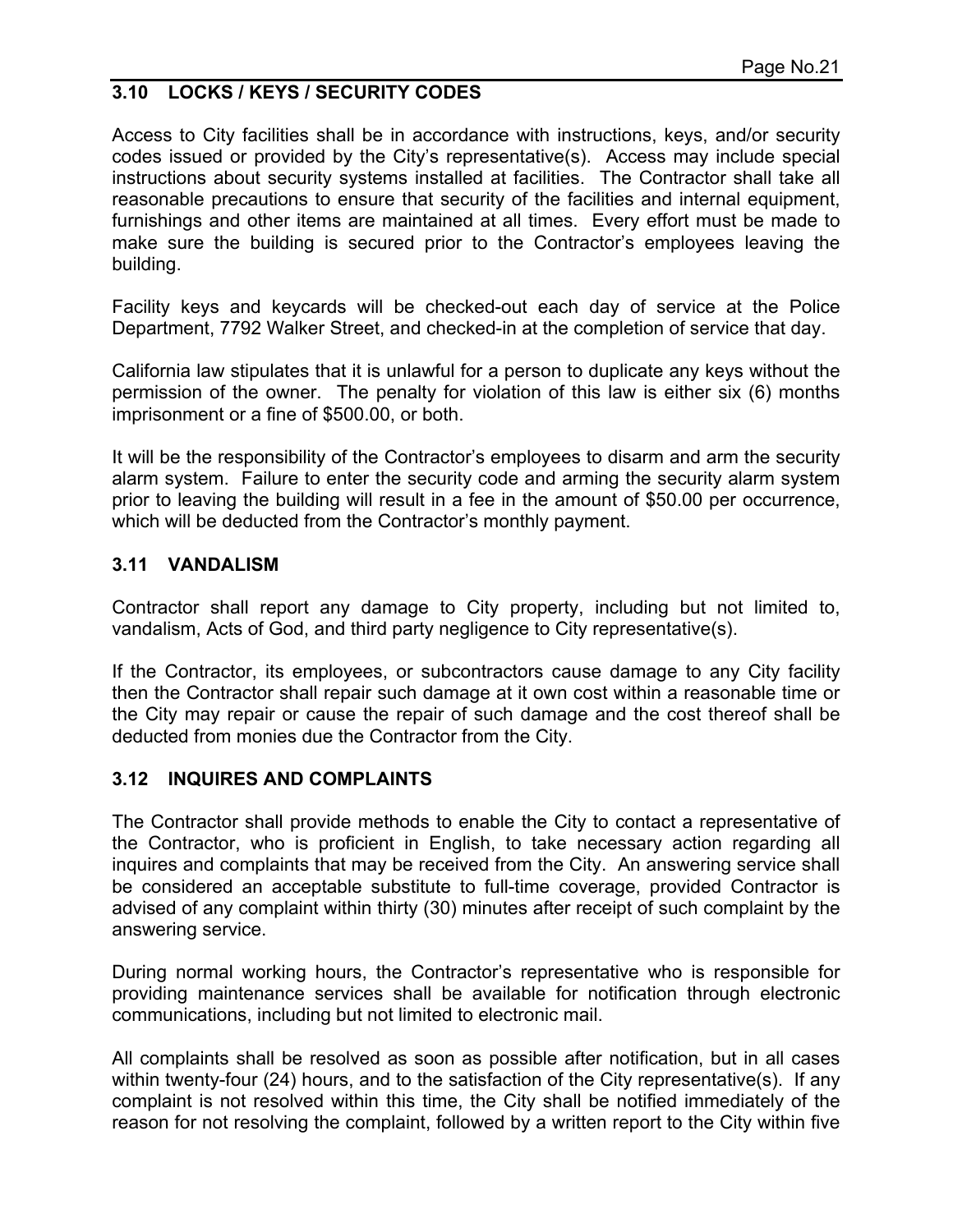### 3.10 LOCKS / KEYS / SECURITY CODES

Access to City facilities shall be in accordance with instructions, keys, and/or security codes issued or provided by the City's representative(s). Access may include special instructions about security systems installed at facilities. The Contractor shall take all reasonable precautions to ensure that security of the facilities and internal equipment, furnishings and other items are maintained at all times. Every effort must be made to make sure the building is secured prior to the Contractor's employees leaving the building.

Facility keys and keycards will be checked-out each day of service at the Police Department, 7792 Walker Street, and checked-in at the completion of service that day.

California law stipulates that it is unlawful for a person to duplicate any keys without the permission of the owner. The penalty for violation of this law is either six (6) months imprisonment or a fine of $500.00, or both.

It will be the responsibility of the Contractor's employees to disarm and arm the security alarm system. Failure to enter the security code and arming the security alarm system prior to leaving the building will result in a fee in the amount of $50.00 per occurrence, which will be deducted from the Contractor's monthly payment.

### 3.11 VANDALISM

Contractor shall report any damage to City property, including but not limited to, vandalism, Acts of God, and third party negligence to City representative(s).

If the Contractor, its employees, or subcontractors cause damage to any City facility then the Contractor shall repair such damage at it own cost within a reasonable time or the City may repair or cause the repair of such damage and the cost thereof shall be deducted from monies due the Contractor from the City.

### 3.12 INQUIRES AND COMPLAINTS

The Contractor shall provide methods to enable the City to contact a representative of the Contractor, who is proficient in English, to take necessary action regarding all inquires and complaints that may be received from the City. An answering service shall be considered an acceptable substitute to full-time coverage, provided Contractor is advised of any complaint within thirty (30) minutes after receipt of such complaint by the answering service.

During normal working hours, the Contractor's representative who is responsible for providing maintenance services shall be available for notification through electronic communications, including but not limited to electronic mail.

All complaints shall be resolved as soon as possible after notification, but in all cases within twenty-four (24) hours, and to the satisfaction of the City representative(s). If any complaint is not resolved within this time, the City shall be notified immediately of the reason for not resolving the complaint, followed by a written report to the City within five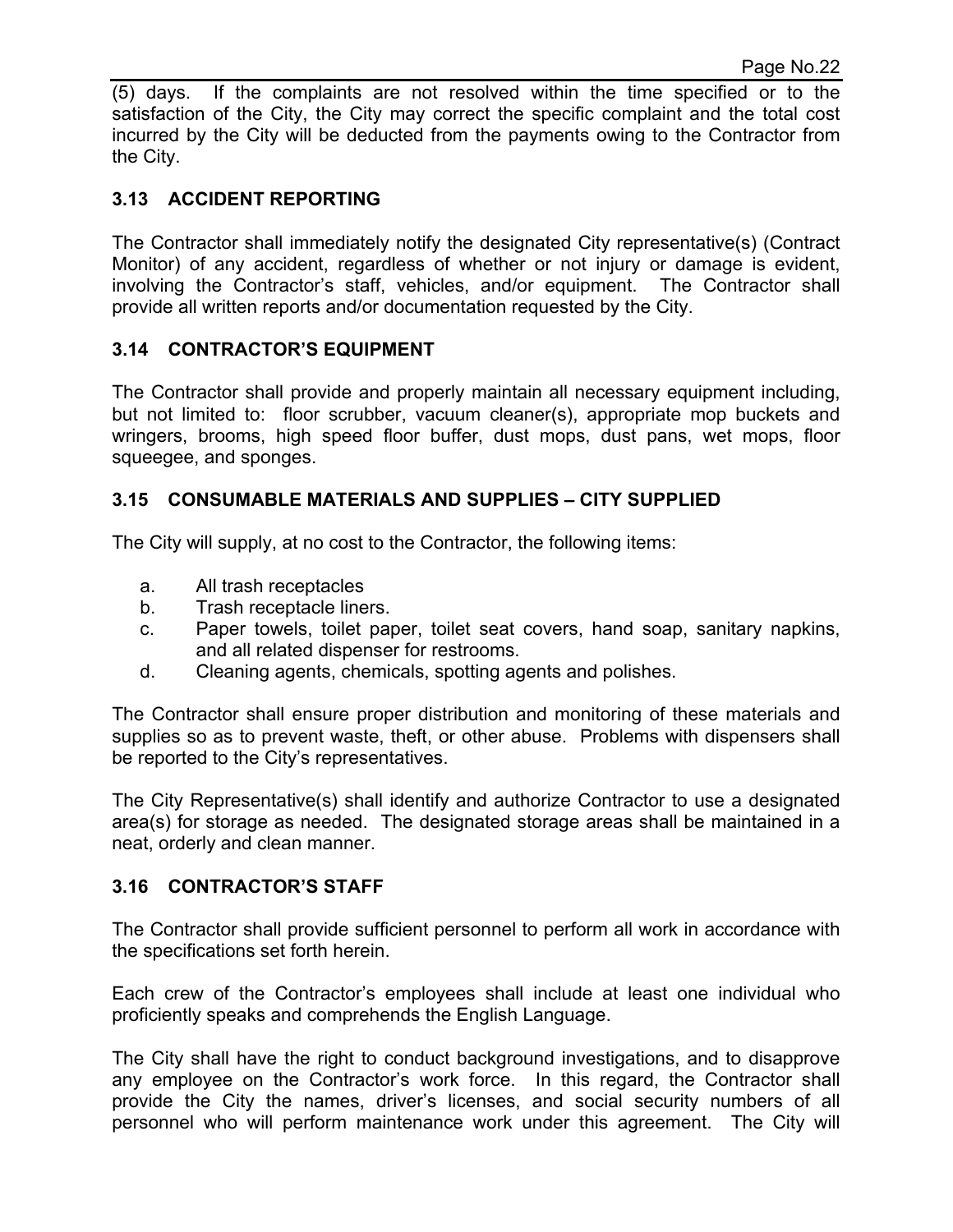(5) days. If the complaints are not resolved within the time specified or to the satisfaction of the City, the City may correct the specific complaint and the total cost incurred by the City will be deducted from the payments owing to the Contractor from the City.

## 3.13 ACCIDENT REPORTING

The Contractor shall immediately notify the designated City representative(s) (Contract Monitor) of any accident, regardless of whether or not injury or damage is evident, involving the Contractor's staff, vehicles, and/or equipment. The Contractor shall provide all written reports and/or documentation requested by the City.

## 3.14 CONTRACTOR'S EQUIPMENT

The Contractor shall provide and properly maintain all necessary equipment including, but not limited to: floor scrubber, vacuum cleaner(s), appropriate mop buckets and wringers, brooms, high speed floor buffer, dust mops, dust pans, wet mops, floor squeegee, and sponges.

## 3.15 CONSUMABLE MATERIALS AND SUPPLIES – CITY SUPPLIED

The City will supply, at no cost to the Contractor, the following items:

a. All trash receptacles
b. Trash receptacle liners.
c. Paper towels, toilet paper, toilet seat covers, hand soap, sanitary napkins, and all related dispenser for restrooms.
d. Cleaning agents, chemicals, spotting agents and polishes.

The Contractor shall ensure proper distribution and monitoring of these materials and supplies so as to prevent waste, theft, or other abuse. Problems with dispensers shall be reported to the City's representatives.

The City Representative(s) shall identify and authorize Contractor to use a designated area(s) for storage as needed. The designated storage areas shall be maintained in a neat, orderly and clean manner.

## 3.16 CONTRACTOR'S STAFF

The Contractor shall provide sufficient personnel to perform all work in accordance with the specifications set forth herein.

Each crew of the Contractor's employees shall include at least one individual who proficiently speaks and comprehends the English Language.

The City shall have the right to conduct background investigations, and to disapprove any employee on the Contractor's work force. In this regard, the Contractor shall provide the City the names, driver's licenses, and social security numbers of all personnel who will perform maintenance work under this agreement. The City will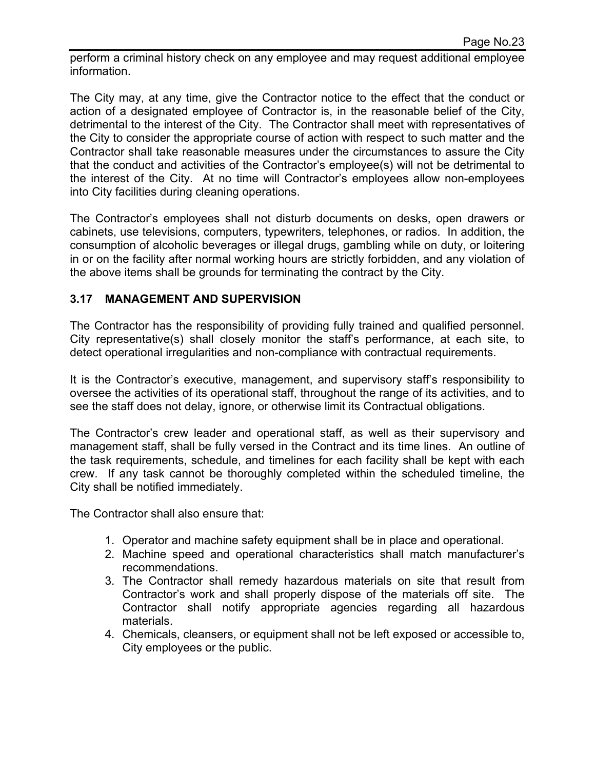perform a criminal history check on any employee and may request additional employee information.

The City may, at any time, give the Contractor notice to the effect that the conduct or action of a designated employee of Contractor is, in the reasonable belief of the City, detrimental to the interest of the City. The Contractor shall meet with representatives of the City to consider the appropriate course of action with respect to such matter and the Contractor shall take reasonable measures under the circumstances to assure the City that the conduct and activities of the Contractor's employee(s) will not be detrimental to the interest of the City. At no time will Contractor's employees allow non-employees into City facilities during cleaning operations.

The Contractor's employees shall not disturb documents on desks, open drawers or cabinets, use televisions, computers, typewriters, telephones, or radios. In addition, the consumption of alcoholic beverages or illegal drugs, gambling while on duty, or loitering in or on the facility after normal working hours are strictly forbidden, and any violation of the above items shall be grounds for terminating the contract by the City.

### 3.17 MANAGEMENT AND SUPERVISION

The Contractor has the responsibility of providing fully trained and qualified personnel. City representative(s) shall closely monitor the staff's performance, at each site, to detect operational irregularities and non-compliance with contractual requirements.

It is the Contractor's executive, management, and supervisory staff's responsibility to oversee the activities of its operational staff, throughout the range of its activities, and to see the staff does not delay, ignore, or otherwise limit its Contractual obligations.

The Contractor's crew leader and operational staff, as well as their supervisory and management staff, shall be fully versed in the Contract and its time lines. An outline of the task requirements, schedule, and timelines for each facility shall be kept with each crew. If any task cannot be thoroughly completed within the scheduled timeline, the City shall be notified immediately.

The Contractor shall also ensure that:

1. Operator and machine safety equipment shall be in place and operational.
2. Machine speed and operational characteristics shall match manufacturer's recommendations.
3. The Contractor shall remedy hazardous materials on site that result from Contractor's work and shall properly dispose of the materials off site. The Contractor shall notify appropriate agencies regarding all hazardous materials.
4. Chemicals, cleansers, or equipment shall not be left exposed or accessible to, City employees or the public.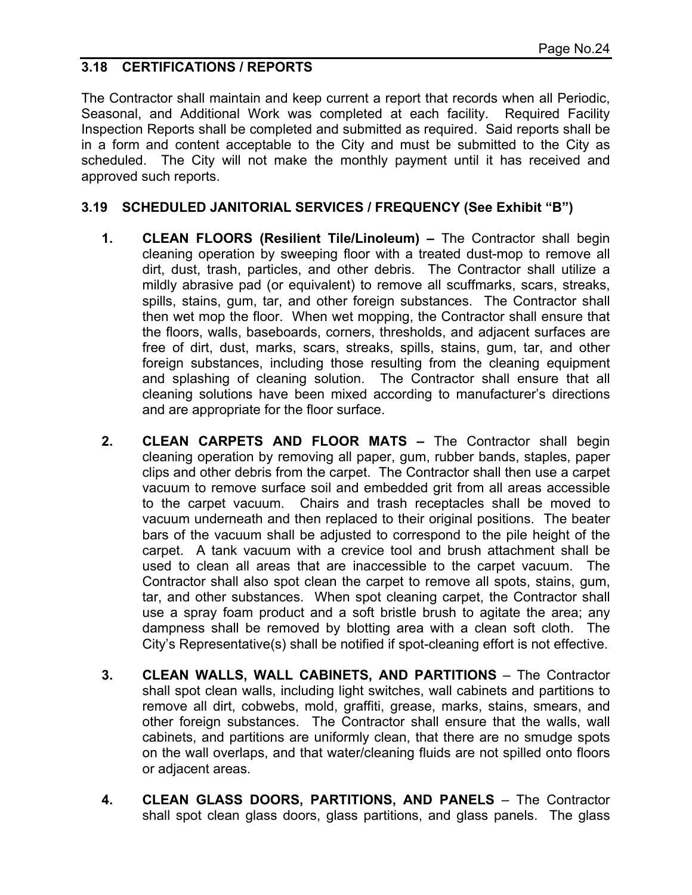## 3.18 CERTIFICATIONS / REPORTS

The Contractor shall maintain and keep current a report that records when all Periodic, Seasonal, and Additional Work was completed at each facility. Required Facility Inspection Reports shall be completed and submitted as required. Said reports shall be in a form and content acceptable to the City and must be submitted to the City as scheduled. The City will not make the monthly payment until it has received and approved such reports.

## 3.19 SCHEDULED JANITORIAL SERVICES / FREQUENCY (See Exhibit "B")

1. **CLEAN FLOORS (Resilient Tile/Linoleum) –** The Contractor shall begin cleaning operation by sweeping floor with a treated dust-mop to remove all dirt, dust, trash, particles, and other debris. The Contractor shall utilize a mildly abrasive pad (or equivalent) to remove all scuffmarks, scars, streaks, spills, stains, gum, tar, and other foreign substances. The Contractor shall then wet mop the floor. When wet mopping, the Contractor shall ensure that the floors, walls, baseboards, corners, thresholds, and adjacent surfaces are free of dirt, dust, marks, scars, streaks, spills, stains, gum, tar, and other foreign substances, including those resulting from the cleaning equipment and splashing of cleaning solution. The Contractor shall ensure that all cleaning solutions have been mixed according to manufacturer's directions and are appropriate for the floor surface.

2. **CLEAN CARPETS AND FLOOR MATS –** The Contractor shall begin cleaning operation by removing all paper, gum, rubber bands, staples, paper clips and other debris from the carpet. The Contractor shall then use a carpet vacuum to remove surface soil and embedded grit from all areas accessible to the carpet vacuum. Chairs and trash receptacles shall be moved to vacuum underneath and then replaced to their original positions. The beater bars of the vacuum shall be adjusted to correspond to the pile height of the carpet. A tank vacuum with a crevice tool and brush attachment shall be used to clean all areas that are inaccessible to the carpet vacuum. The Contractor shall also spot clean the carpet to remove all spots, stains, gum, tar, and other substances. When spot cleaning carpet, the Contractor shall use a spray foam product and a soft bristle brush to agitate the area; any dampness shall be removed by blotting area with a clean soft cloth. The City's Representative(s) shall be notified if spot-cleaning effort is not effective.

3. **CLEAN WALLS, WALL CABINETS, AND PARTITIONS** – The Contractor shall spot clean walls, including light switches, wall cabinets and partitions to remove all dirt, cobwebs, mold, graffiti, grease, marks, stains, smears, and other foreign substances. The Contractor shall ensure that the walls, wall cabinets, and partitions are uniformly clean, that there are no smudge spots on the wall overlaps, and that water/cleaning fluids are not spilled onto floors or adjacent areas.

4. **CLEAN GLASS DOORS, PARTITIONS, AND PANELS** – The Contractor shall spot clean glass doors, glass partitions, and glass panels. The glass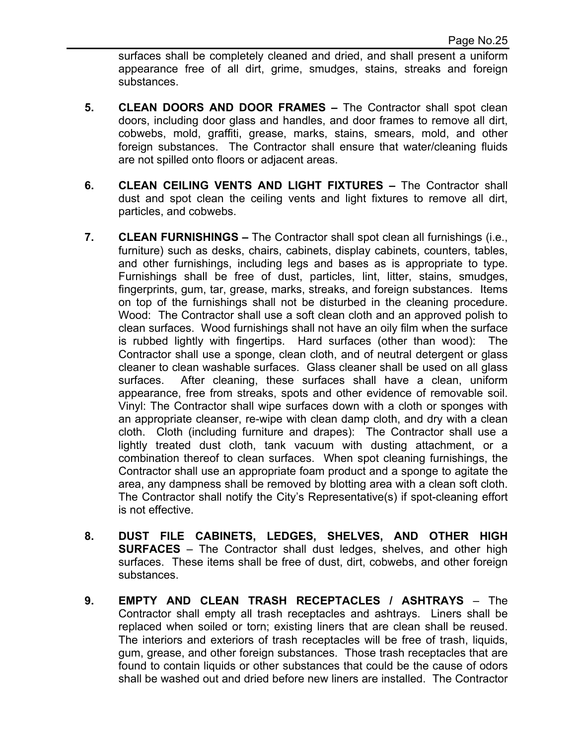surfaces shall be completely cleaned and dried, and shall present a uniform appearance free of all dirt, grime, smudges, stains, streaks and foreign substances.

5. **CLEAN DOORS AND DOOR FRAMES –** The Contractor shall spot clean doors, including door glass and handles, and door frames to remove all dirt, cobwebs, mold, graffiti, grease, marks, stains, smears, mold, and other foreign substances. The Contractor shall ensure that water/cleaning fluids are not spilled onto floors or adjacent areas.

6. **CLEAN CEILING VENTS AND LIGHT FIXTURES –** The Contractor shall dust and spot clean the ceiling vents and light fixtures to remove all dirt, particles, and cobwebs.

7. **CLEAN FURNISHINGS –** The Contractor shall spot clean all furnishings (i.e., furniture) such as desks, chairs, cabinets, display cabinets, counters, tables, and other furnishings, including legs and bases as is appropriate to type. Furnishings shall be free of dust, particles, lint, litter, stains, smudges, fingerprints, gum, tar, grease, marks, streaks, and foreign substances. Items on top of the furnishings shall not be disturbed in the cleaning procedure. Wood: The Contractor shall use a soft clean cloth and an approved polish to clean surfaces. Wood furnishings shall not have an oily film when the surface is rubbed lightly with fingertips. Hard surfaces (other than wood): The Contractor shall use a sponge, clean cloth, and of neutral detergent or glass cleaner to clean washable surfaces. Glass cleaner shall be used on all glass surfaces. After cleaning, these surfaces shall have a clean, uniform appearance, free from streaks, spots and other evidence of removable soil. Vinyl: The Contractor shall wipe surfaces down with a cloth or sponges with an appropriate cleanser, re-wipe with clean damp cloth, and dry with a clean cloth. Cloth (including furniture and drapes): The Contractor shall use a lightly treated dust cloth, tank vacuum with dusting attachment, or a combination thereof to clean surfaces. When spot cleaning furnishings, the Contractor shall use an appropriate foam product and a sponge to agitate the area, any dampness shall be removed by blotting area with a clean soft cloth. The Contractor shall notify the City's Representative(s) if spot-cleaning effort is not effective.

8. **DUST FILE CABINETS, LEDGES, SHELVES, AND OTHER HIGH SURFACES** – The Contractor shall dust ledges, shelves, and other high surfaces. These items shall be free of dust, dirt, cobwebs, and other foreign substances.

9. **EMPTY AND CLEAN TRASH RECEPTACLES / ASHTRAYS** – The Contractor shall empty all trash receptacles and ashtrays. Liners shall be replaced when soiled or torn; existing liners that are clean shall be reused. The interiors and exteriors of trash receptacles will be free of trash, liquids, gum, grease, and other foreign substances. Those trash receptacles that are found to contain liquids or other substances that could be the cause of odors shall be washed out and dried before new liners are installed. The Contractor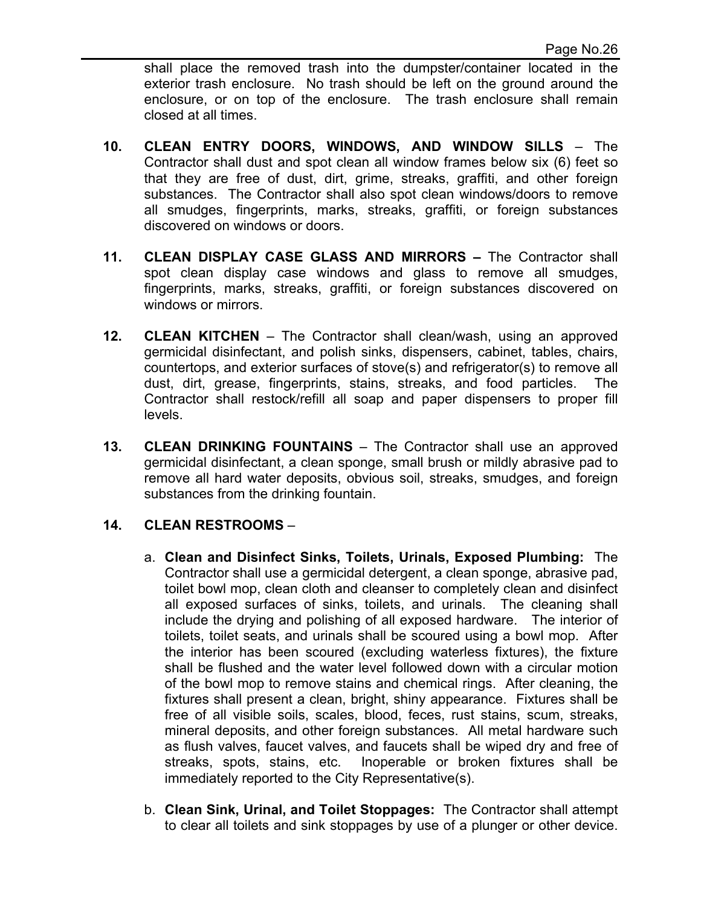shall place the removed trash into the dumpster/container located in the exterior trash enclosure. No trash should be left on the ground around the enclosure, or on top of the enclosure. The trash enclosure shall remain closed at all times.

10. **CLEAN ENTRY DOORS, WINDOWS, AND WINDOW SILLS** – The Contractor shall dust and spot clean all window frames below six (6) feet so that they are free of dust, dirt, grime, streaks, graffiti, and other foreign substances. The Contractor shall also spot clean windows/doors to remove all smudges, fingerprints, marks, streaks, graffiti, or foreign substances discovered on windows or doors.

11. **CLEAN DISPLAY CASE GLASS AND MIRRORS –** The Contractor shall spot clean display case windows and glass to remove all smudges, fingerprints, marks, streaks, graffiti, or foreign substances discovered on windows or mirrors.

12. **CLEAN KITCHEN** – The Contractor shall clean/wash, using an approved germicidal disinfectant, and polish sinks, dispensers, cabinet, tables, chairs, countertops, and exterior surfaces of stove(s) and refrigerator(s) to remove all dust, dirt, grease, fingerprints, stains, streaks, and food particles. The Contractor shall restock/refill all soap and paper dispensers to proper fill levels.

13. **CLEAN DRINKING FOUNTAINS** – The Contractor shall use an approved germicidal disinfectant, a clean sponge, small brush or mildly abrasive pad to remove all hard water deposits, obvious soil, streaks, smudges, and foreign substances from the drinking fountain.

14. **CLEAN RESTROOMS** –

    a. **Clean and Disinfect Sinks, Toilets, Urinals, Exposed Plumbing:** The Contractor shall use a germicidal detergent, a clean sponge, abrasive pad, toilet bowl mop, clean cloth and cleanser to completely clean and disinfect all exposed surfaces of sinks, toilets, and urinals. The cleaning shall include the drying and polishing of all exposed hardware. The interior of toilets, toilet seats, and urinals shall be scoured using a bowl mop. After the interior has been scoured (excluding waterless fixtures), the fixture shall be flushed and the water level followed down with a circular motion of the bowl mop to remove stains and chemical rings. After cleaning, the fixtures shall present a clean, bright, shiny appearance. Fixtures shall be free of all visible soils, scales, blood, feces, rust stains, scum, streaks, mineral deposits, and other foreign substances. All metal hardware such as flush valves, faucet valves, and faucets shall be wiped dry and free of streaks, spots, stains, etc. Inoperable or broken fixtures shall be immediately reported to the City Representative(s).

    b. **Clean Sink, Urinal, and Toilet Stoppages:** The Contractor shall attempt to clear all toilets and sink stoppages by use of a plunger or other device.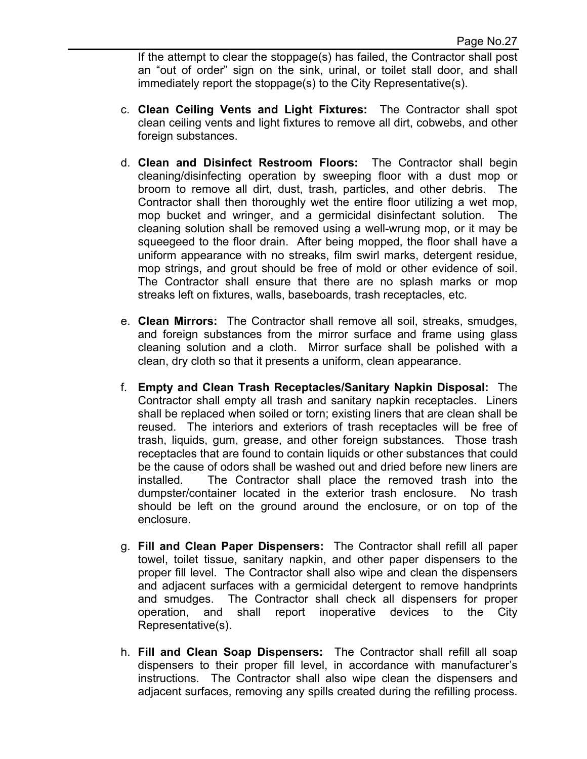If the attempt to clear the stoppage(s) has failed, the Contractor shall post an "out of order" sign on the sink, urinal, or toilet stall door, and shall immediately report the stoppage(s) to the City Representative(s).

c. **Clean Ceiling Vents and Light Fixtures:** The Contractor shall spot clean ceiling vents and light fixtures to remove all dirt, cobwebs, and other foreign substances.

d. **Clean and Disinfect Restroom Floors:** The Contractor shall begin cleaning/disinfecting operation by sweeping floor with a dust mop or broom to remove all dirt, dust, trash, particles, and other debris. The Contractor shall then thoroughly wet the entire floor utilizing a wet mop, mop bucket and wringer, and a germicidal disinfectant solution. The cleaning solution shall be removed using a well-wrung mop, or it may be squeegeed to the floor drain. After being mopped, the floor shall have a uniform appearance with no streaks, film swirl marks, detergent residue, mop strings, and grout should be free of mold or other evidence of soil. The Contractor shall ensure that there are no splash marks or mop streaks left on fixtures, walls, baseboards, trash receptacles, etc.

e. **Clean Mirrors:** The Contractor shall remove all soil, streaks, smudges, and foreign substances from the mirror surface and frame using glass cleaning solution and a cloth. Mirror surface shall be polished with a clean, dry cloth so that it presents a uniform, clean appearance.

f. **Empty and Clean Trash Receptacles/Sanitary Napkin Disposal:** The Contractor shall empty all trash and sanitary napkin receptacles. Liners shall be replaced when soiled or torn; existing liners that are clean shall be reused. The interiors and exteriors of trash receptacles will be free of trash, liquids, gum, grease, and other foreign substances. Those trash receptacles that are found to contain liquids or other substances that could be the cause of odors shall be washed out and dried before new liners are installed. The Contractor shall place the removed trash into the dumpster/container located in the exterior trash enclosure. No trash should be left on the ground around the enclosure, or on top of the enclosure.

g. **Fill and Clean Paper Dispensers:** The Contractor shall refill all paper towel, toilet tissue, sanitary napkin, and other paper dispensers to the proper fill level. The Contractor shall also wipe and clean the dispensers and adjacent surfaces with a germicidal detergent to remove handprints and smudges. The Contractor shall check all dispensers for proper operation, and shall report inoperative devices to the City Representative(s).

h. **Fill and Clean Soap Dispensers:** The Contractor shall refill all soap dispensers to their proper fill level, in accordance with manufacturer's instructions. The Contractor shall also wipe clean the dispensers and adjacent surfaces, removing any spills created during the refilling process.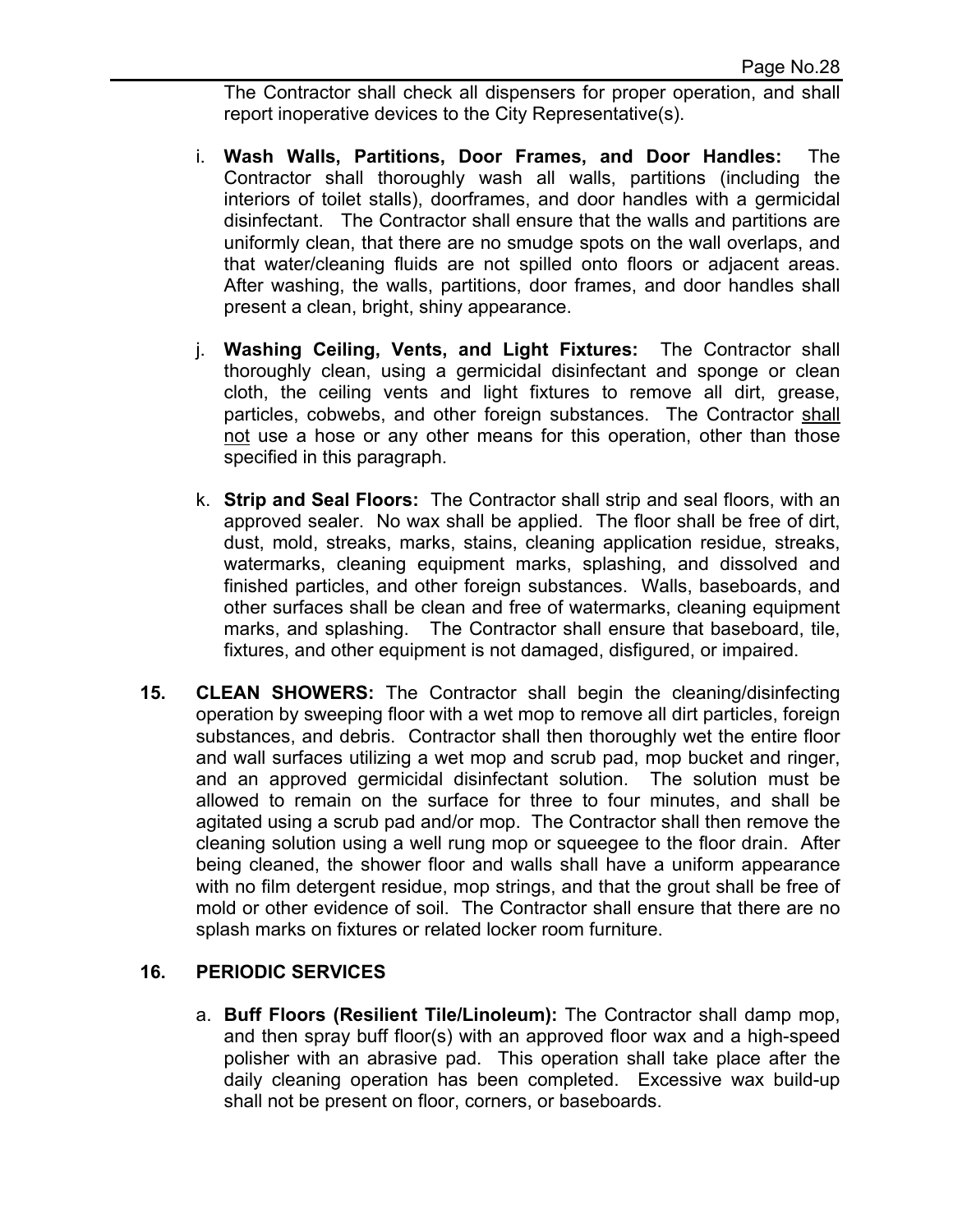The Contractor shall check all dispensers for proper operation, and shall report inoperative devices to the City Representative(s).

i. **Wash Walls, Partitions, Door Frames, and Door Handles:** The Contractor shall thoroughly wash all walls, partitions (including the interiors of toilet stalls), doorframes, and door handles with a germicidal disinfectant. The Contractor shall ensure that the walls and partitions are uniformly clean, that there are no smudge spots on the wall overlaps, and that water/cleaning fluids are not spilled onto floors or adjacent areas. After washing, the walls, partitions, door frames, and door handles shall present a clean, bright, shiny appearance.

j. **Washing Ceiling, Vents, and Light Fixtures:** The Contractor shall thoroughly clean, using a germicidal disinfectant and sponge or clean cloth, the ceiling vents and light fixtures to remove all dirt, grease, particles, cobwebs, and other foreign substances. The Contractor shall not use a hose or any other means for this operation, other than those specified in this paragraph.

k. **Strip and Seal Floors:** The Contractor shall strip and seal floors, with an approved sealer. No wax shall be applied. The floor shall be free of dirt, dust, mold, streaks, marks, stains, cleaning application residue, streaks, watermarks, cleaning equipment marks, splashing, and dissolved and finished particles, and other foreign substances. Walls, baseboards, and other surfaces shall be clean and free of watermarks, cleaning equipment marks, and splashing. The Contractor shall ensure that baseboard, tile, fixtures, and other equipment is not damaged, disfigured, or impaired.

**15. CLEAN SHOWERS:** The Contractor shall begin the cleaning/disinfecting operation by sweeping floor with a wet mop to remove all dirt particles, foreign substances, and debris. Contractor shall then thoroughly wet the entire floor and wall surfaces utilizing a wet mop and scrub pad, mop bucket and ringer, and an approved germicidal disinfectant solution. The solution must be allowed to remain on the surface for three to four minutes, and shall be agitated using a scrub pad and/or mop. The Contractor shall then remove the cleaning solution using a well rung mop or squeegee to the floor drain. After being cleaned, the shower floor and walls shall have a uniform appearance with no film detergent residue, mop strings, and that the grout shall be free of mold or other evidence of soil. The Contractor shall ensure that there are no splash marks on fixtures or related locker room furniture.

**16. PERIODIC SERVICES**

a. **Buff Floors (Resilient Tile/Linoleum):** The Contractor shall damp mop, and then spray buff floor(s) with an approved floor wax and a high-speed polisher with an abrasive pad. This operation shall take place after the daily cleaning operation has been completed. Excessive wax build-up shall not be present on floor, corners, or baseboards.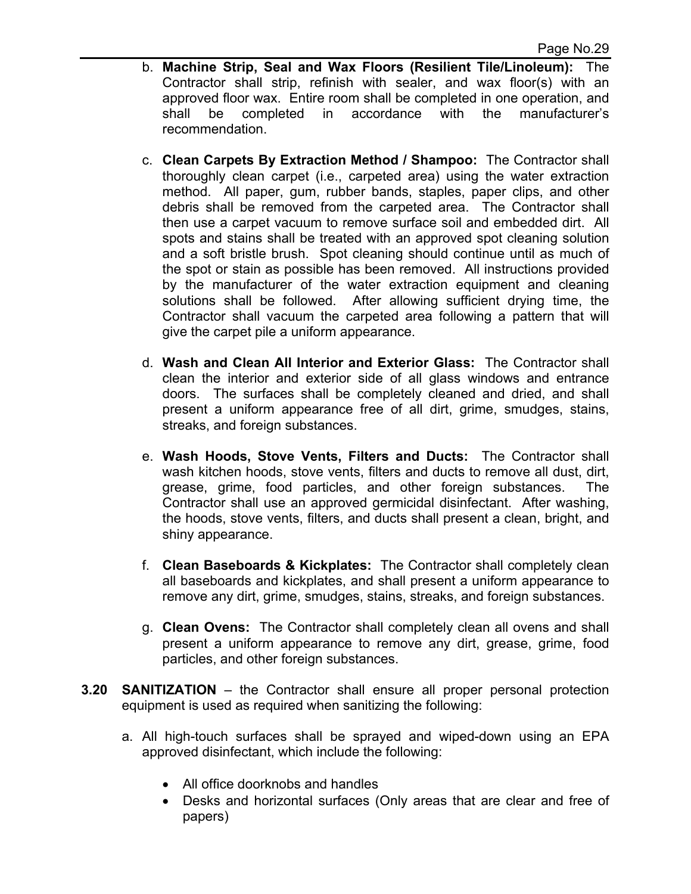b. **Machine Strip, Seal and Wax Floors (Resilient Tile/Linoleum):** The Contractor shall strip, refinish with sealer, and wax floor(s) with an approved floor wax. Entire room shall be completed in one operation, and shall be completed in accordance with the manufacturer's recommendation.

c. **Clean Carpets By Extraction Method / Shampoo:** The Contractor shall thoroughly clean carpet (i.e., carpeted area) using the water extraction method. All paper, gum, rubber bands, staples, paper clips, and other debris shall be removed from the carpeted area. The Contractor shall then use a carpet vacuum to remove surface soil and embedded dirt. All spots and stains shall be treated with an approved spot cleaning solution and a soft bristle brush. Spot cleaning should continue until as much of the spot or stain as possible has been removed. All instructions provided by the manufacturer of the water extraction equipment and cleaning solutions shall be followed. After allowing sufficient drying time, the Contractor shall vacuum the carpeted area following a pattern that will give the carpet pile a uniform appearance.

d. **Wash and Clean All Interior and Exterior Glass:** The Contractor shall clean the interior and exterior side of all glass windows and entrance doors. The surfaces shall be completely cleaned and dried, and shall present a uniform appearance free of all dirt, grime, smudges, stains, streaks, and foreign substances.

e. **Wash Hoods, Stove Vents, Filters and Ducts:** The Contractor shall wash kitchen hoods, stove vents, filters and ducts to remove all dust, dirt, grease, grime, food particles, and other foreign substances. The Contractor shall use an approved germicidal disinfectant. After washing, the hoods, stove vents, filters, and ducts shall present a clean, bright, and shiny appearance.

f. **Clean Baseboards & Kickplates:** The Contractor shall completely clean all baseboards and kickplates, and shall present a uniform appearance to remove any dirt, grime, smudges, stains, streaks, and foreign substances.

g. **Clean Ovens:** The Contractor shall completely clean all ovens and shall present a uniform appearance to remove any dirt, grease, grime, food particles, and other foreign substances.

**3.20 SANITIZATION** – the Contractor shall ensure all proper personal protection equipment is used as required when sanitizing the following:

a. All high-touch surfaces shall be sprayed and wiped-down using an EPA approved disinfectant, which include the following:

- All office doorknobs and handles
- Desks and horizontal surfaces (Only areas that are clear and free of papers)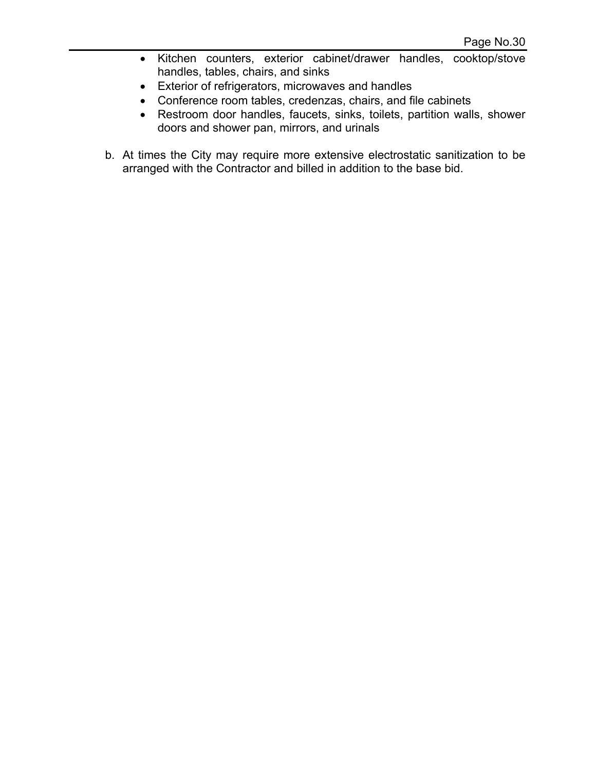- Kitchen counters, exterior cabinet/drawer handles, cooktop/stove handles, tables, chairs, and sinks
- Exterior of refrigerators, microwaves and handles
- Conference room tables, credenzas, chairs, and file cabinets
- Restroom door handles, faucets, sinks, toilets, partition walls, shower doors and shower pan, mirrors, and urinals

b. At times the City may require more extensive electrostatic sanitization to be arranged with the Contractor and billed in addition to the base bid.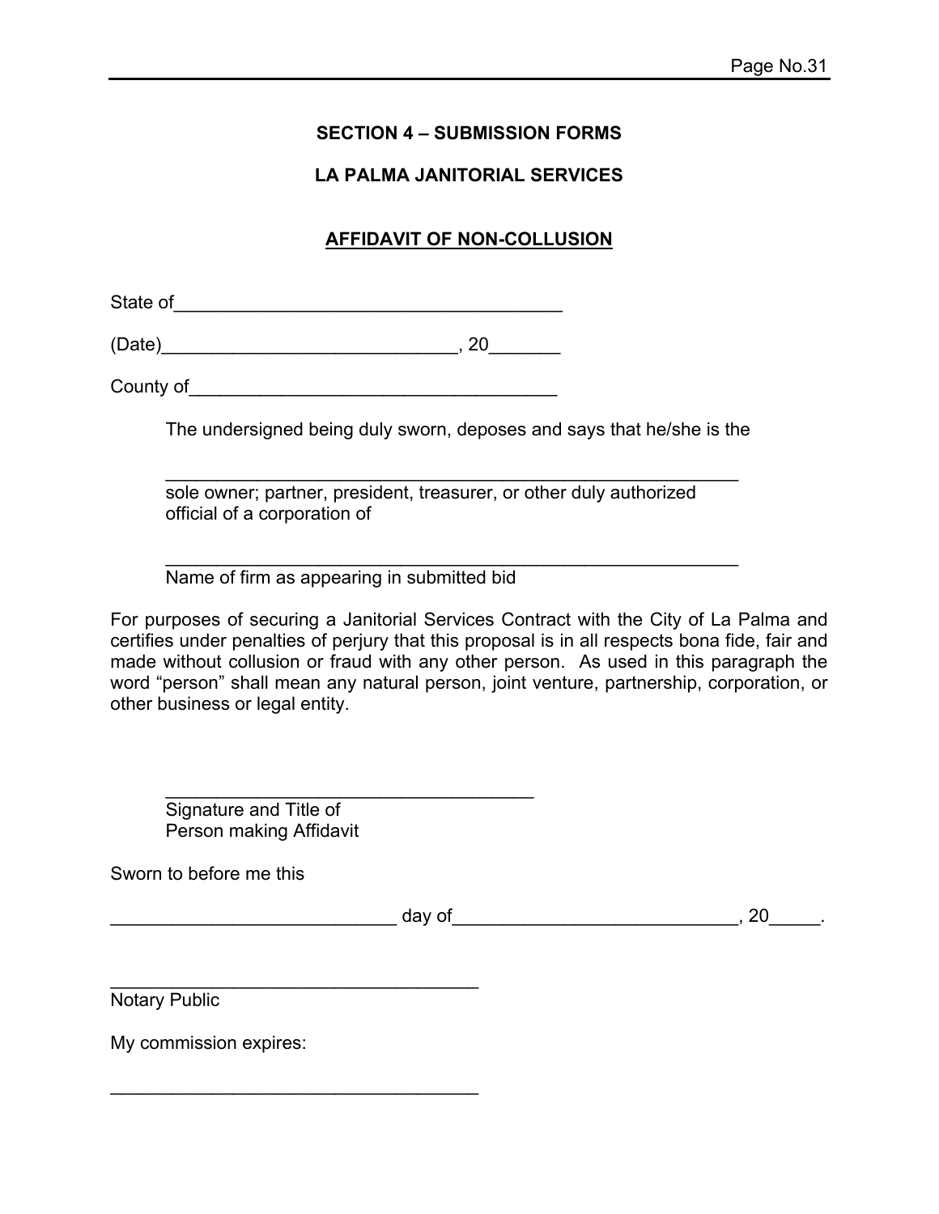## SECTION 4 – SUBMISSION FORMS

## LA PALMA JANITORIAL SERVICES

### AFFIDAVIT OF NON-COLLUSION

State of______________________________________

(Date)_____________________________, 20_______

County of____________________________________

The undersigned being duly sworn, deposes and says that he/she is the

_________________________________________________________
sole owner; partner, president, treasurer, or other duly authorized official of a corporation of

_________________________________________________________
Name of firm as appearing in submitted bid

For purposes of securing a Janitorial Services Contract with the City of La Palma and certifies under penalties of perjury that this proposal is in all respects bona fide, fair and made without collusion or fraud with any other person. As used in this paragraph the word "person" shall mean any natural person, joint venture, partnership, corporation, or other business or legal entity.

_____________________________________
Signature and Title of
Person making Affidavit

Sworn to before me this

____________________________ day of____________________________, 20_____.

_____________________________________
Notary Public

My commission expires:

_____________________________________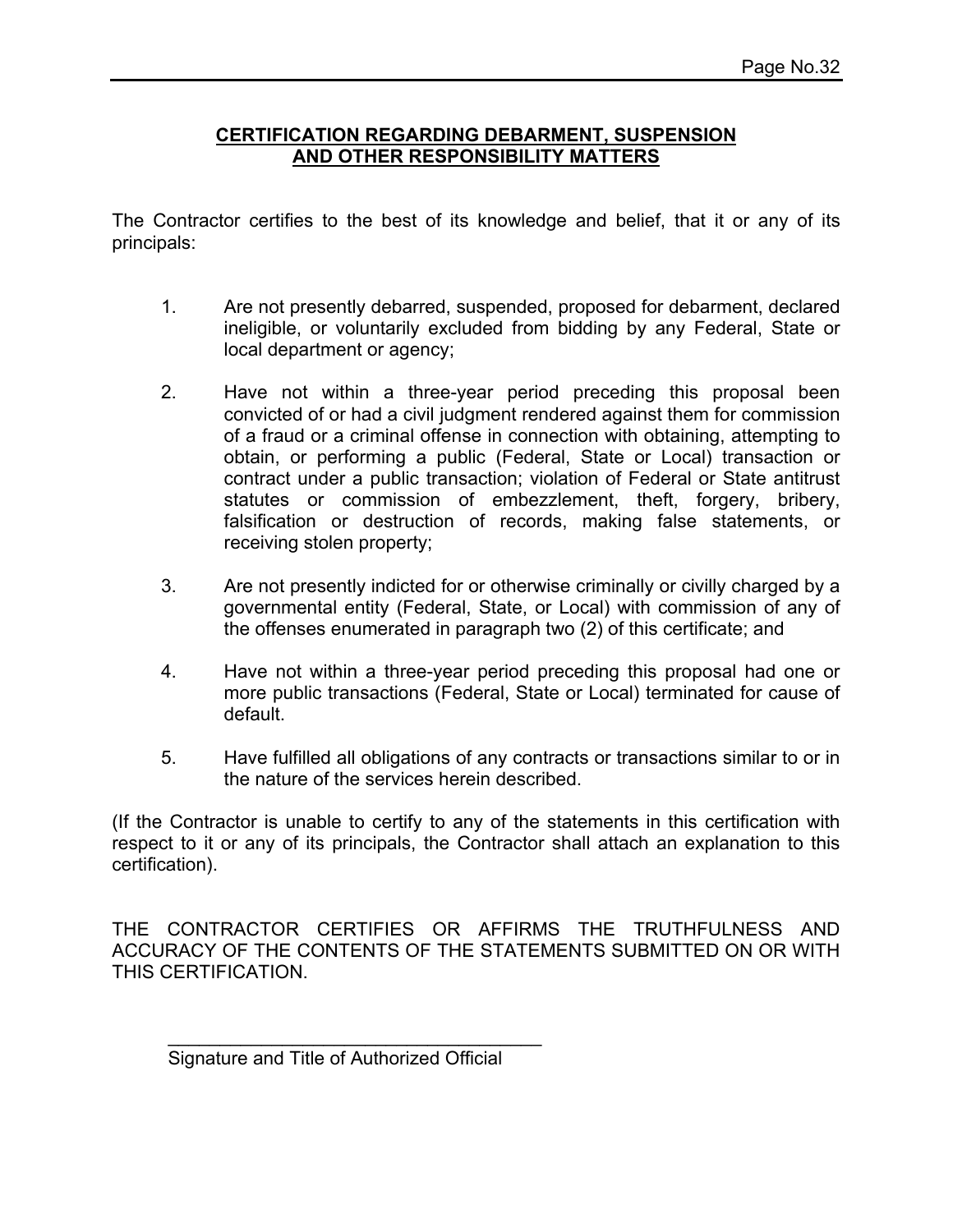## CERTIFICATION REGARDING DEBARMENT, SUSPENSION AND OTHER RESPONSIBILITY MATTERS

The Contractor certifies to the best of its knowledge and belief, that it or any of its principals:

1. Are not presently debarred, suspended, proposed for debarment, declared ineligible, or voluntarily excluded from bidding by any Federal, State or local department or agency;

2. Have not within a three-year period preceding this proposal been convicted of or had a civil judgment rendered against them for commission of a fraud or a criminal offense in connection with obtaining, attempting to obtain, or performing a public (Federal, State or Local) transaction or contract under a public transaction; violation of Federal or State antitrust statutes or commission of embezzlement, theft, forgery, bribery, falsification or destruction of records, making false statements, or receiving stolen property;

3. Are not presently indicted for or otherwise criminally or civilly charged by a governmental entity (Federal, State, or Local) with commission of any of the offenses enumerated in paragraph two (2) of this certificate; and

4. Have not within a three-year period preceding this proposal had one or more public transactions (Federal, State or Local) terminated for cause of default.

5. Have fulfilled all obligations of any contracts or transactions similar to or in the nature of the services herein described.

(If the Contractor is unable to certify to any of the statements in this certification with respect to it or any of its principals, the Contractor shall attach an explanation to this certification).

THE CONTRACTOR CERTIFIES OR AFFIRMS THE TRUTHFULNESS AND ACCURACY OF THE CONTENTS OF THE STATEMENTS SUBMITTED ON OR WITH THIS CERTIFICATION.

\_\_\_\_\_\_\_\_\_\_\_\_\_\_\_\_\_\_\_\_\_\_\_\_\_\_\_\_\_\_\_\_\_\_\_\_\_\_
Signature and Title of Authorized Official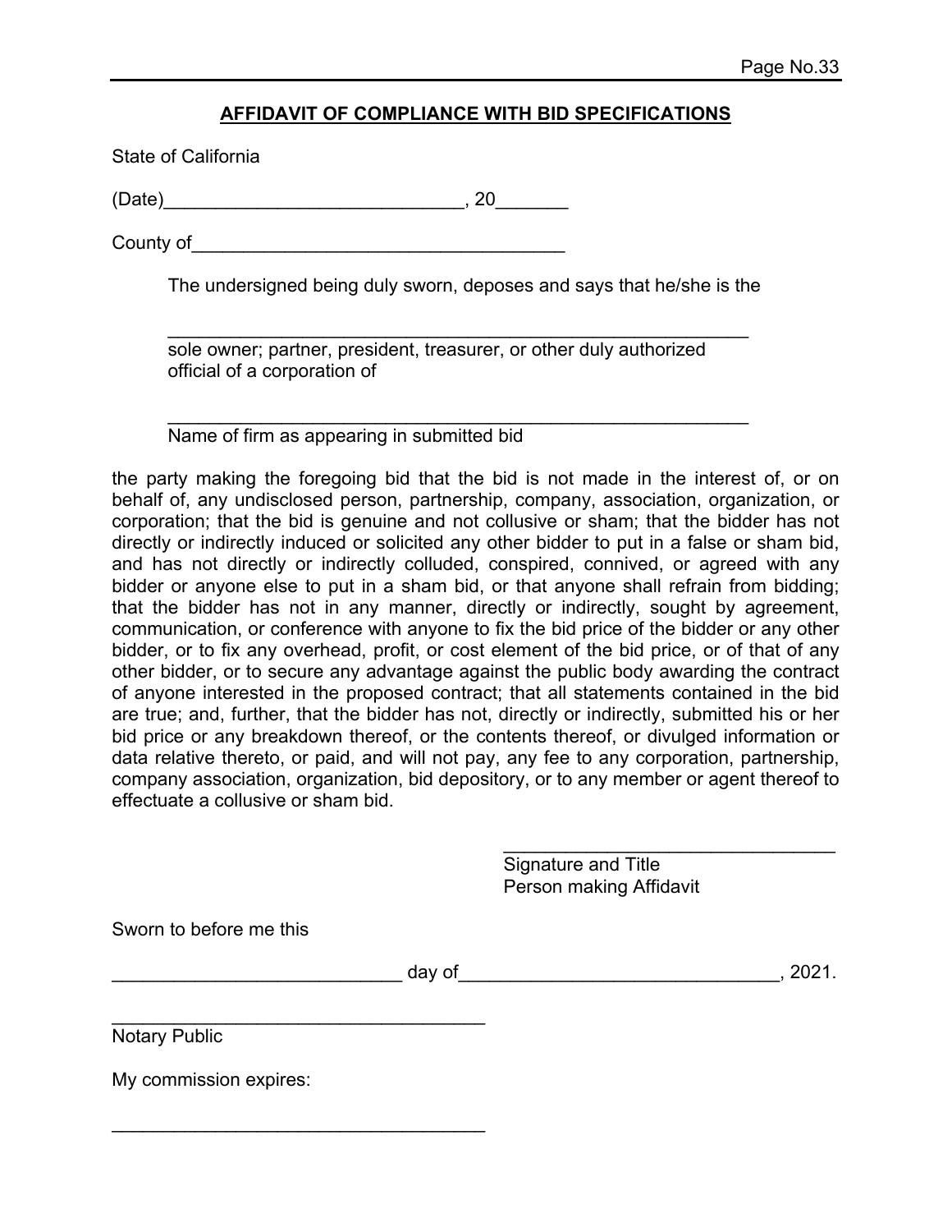## AFFIDAVIT OF COMPLIANCE WITH BID SPECIFICATIONS

State of California

(Date)_____________________________, 20_______

County of____________________________________

The undersigned being duly sworn, deposes and says that he/she is the

_________________________________________________________
sole owner; partner, president, treasurer, or other duly authorized official of a corporation of

_________________________________________________________
Name of firm as appearing in submitted bid

the party making the foregoing bid that the bid is not made in the interest of, or on behalf of, any undisclosed person, partnership, company, association, organization, or corporation; that the bid is genuine and not collusive or sham; that the bidder has not directly or indirectly induced or solicited any other bidder to put in a false or sham bid, and has not directly or indirectly colluded, conspired, connived, or agreed with any bidder or anyone else to put in a sham bid, or that anyone shall refrain from bidding; that the bidder has not in any manner, directly or indirectly, sought by agreement, communication, or conference with anyone to fix the bid price of the bidder or any other bidder, or to fix any overhead, profit, or cost element of the bid price, or of that of any other bidder, or to secure any advantage against the public body awarding the contract of anyone interested in the proposed contract; that all statements contained in the bid are true; and, further, that the bidder has not, directly or indirectly, submitted his or her bid price or any breakdown thereof, or the contents thereof, or divulged information or data relative thereto, or paid, and will not pay, any fee to any corporation, partnership, company association, organization, bid depository, or to any member or agent thereof to effectuate a collusive or sham bid.

_________________________________
Signature and Title
Person making Affidavit

Sworn to before me this

____________________________ day of_______________________________, 2021.

____________________________________
Notary Public

My commission expires:

____________________________________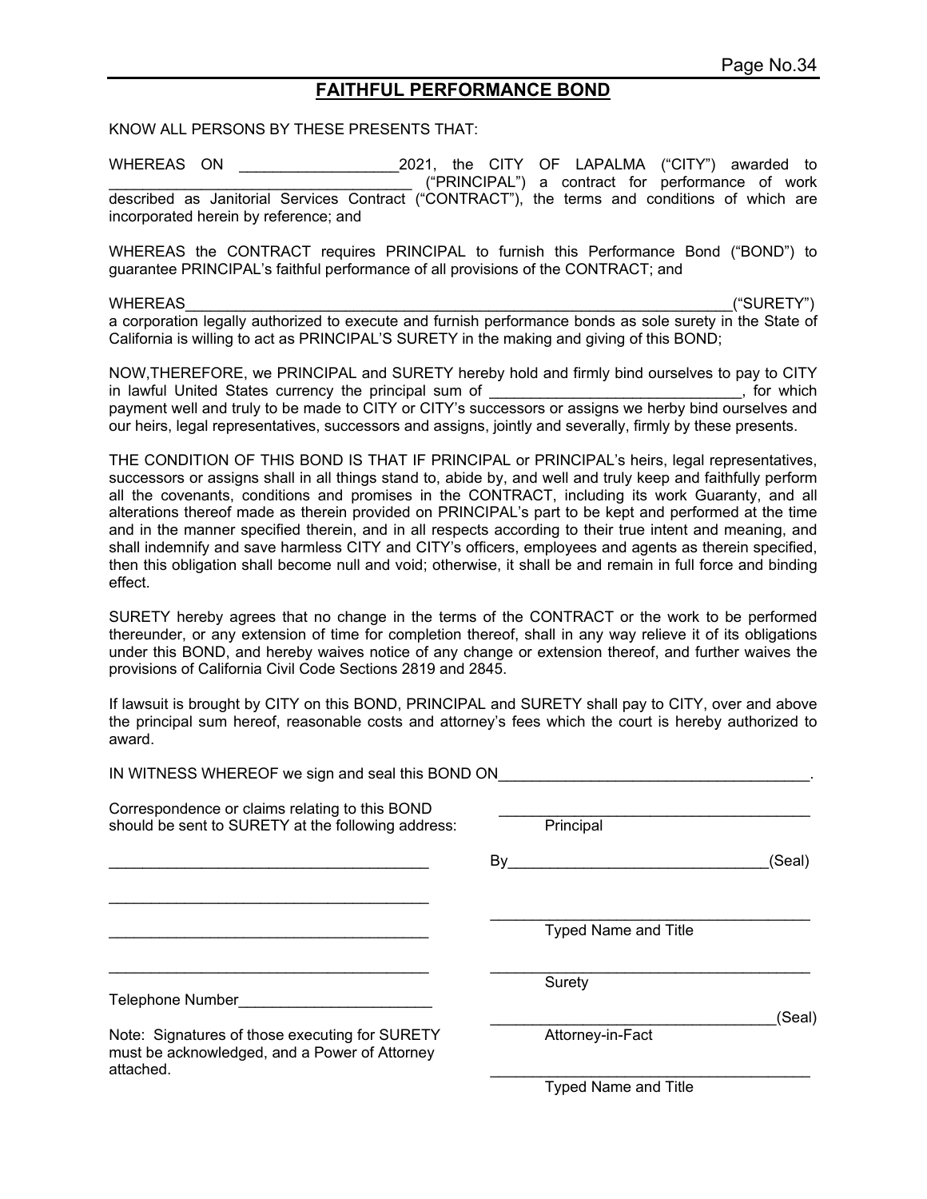# FAITHFUL PERFORMANCE BOND

KNOW ALL PERSONS BY THESE PRESENTS THAT:

WHEREAS ON ___________________2021, the CITY OF LAPALMA ("CITY") awarded to ____________________________________ ("PRINCIPAL") a contract for performance of work described as Janitorial Services Contract ("CONTRACT"), the terms and conditions of which are incorporated herein by reference; and

WHEREAS the CONTRACT requires PRINCIPAL to furnish this Performance Bond ("BOND") to guarantee PRINCIPAL's faithful performance of all provisions of the CONTRACT; and

WHEREAS______________________________________________________________________("SURETY") a corporation legally authorized to execute and furnish performance bonds as sole surety in the State of California is willing to act as PRINCIPAL'S SURETY in the making and giving of this BOND;

NOW,THEREFORE, we PRINCIPAL and SURETY hereby hold and firmly bind ourselves to pay to CITY in lawful United States currency the principal sum of ______________________________, for which payment well and truly to be made to CITY or CITY's successors or assigns we herby bind ourselves and our heirs, legal representatives, successors and assigns, jointly and severally, firmly by these presents.

THE CONDITION OF THIS BOND IS THAT IF PRINCIPAL or PRINCIPAL's heirs, legal representatives, successors or assigns shall in all things stand to, abide by, and well and truly keep and faithfully perform all the covenants, conditions and promises in the CONTRACT, including its work Guaranty, and all alterations thereof made as therein provided on PRINCIPAL's part to be kept and performed at the time and in the manner specified therein, and in all respects according to their true intent and meaning, and shall indemnify and save harmless CITY and CITY's officers, employees and agents as therein specified, then this obligation shall become null and void; otherwise, it shall be and remain in full force and binding effect.

SURETY hereby agrees that no change in the terms of the CONTRACT or the work to be performed thereunder, or any extension of time for completion thereof, shall in any way relieve it of its obligations under this BOND, and hereby waives notice of any change or extension thereof, and further waives the provisions of California Civil Code Sections 2819 and 2845.

If lawsuit is brought by CITY on this BOND, PRINCIPAL and SURETY shall pay to CITY, over and above the principal sum hereof, reasonable costs and attorney's fees which the court is hereby authorized to award.

IN WITNESS WHEREOF we sign and seal this BOND ON_____________________________________.

Correspondence or claims relating to this BOND should be sent to SURETY at the following address:

_______________________________________

_______________________________________

_______________________________________

_______________________________________

Telephone Number_______________________

Note: Signatures of those executing for SURETY must be acknowledged, and a Power of Attorney attached.

_______________________________________
Principal

By_______________________________(Seal)

_______________________________________
Typed Name and Title

_______________________________________
Surety

__________________________________(Seal)
Attorney-in-Fact

_______________________________________
Typed Name and Title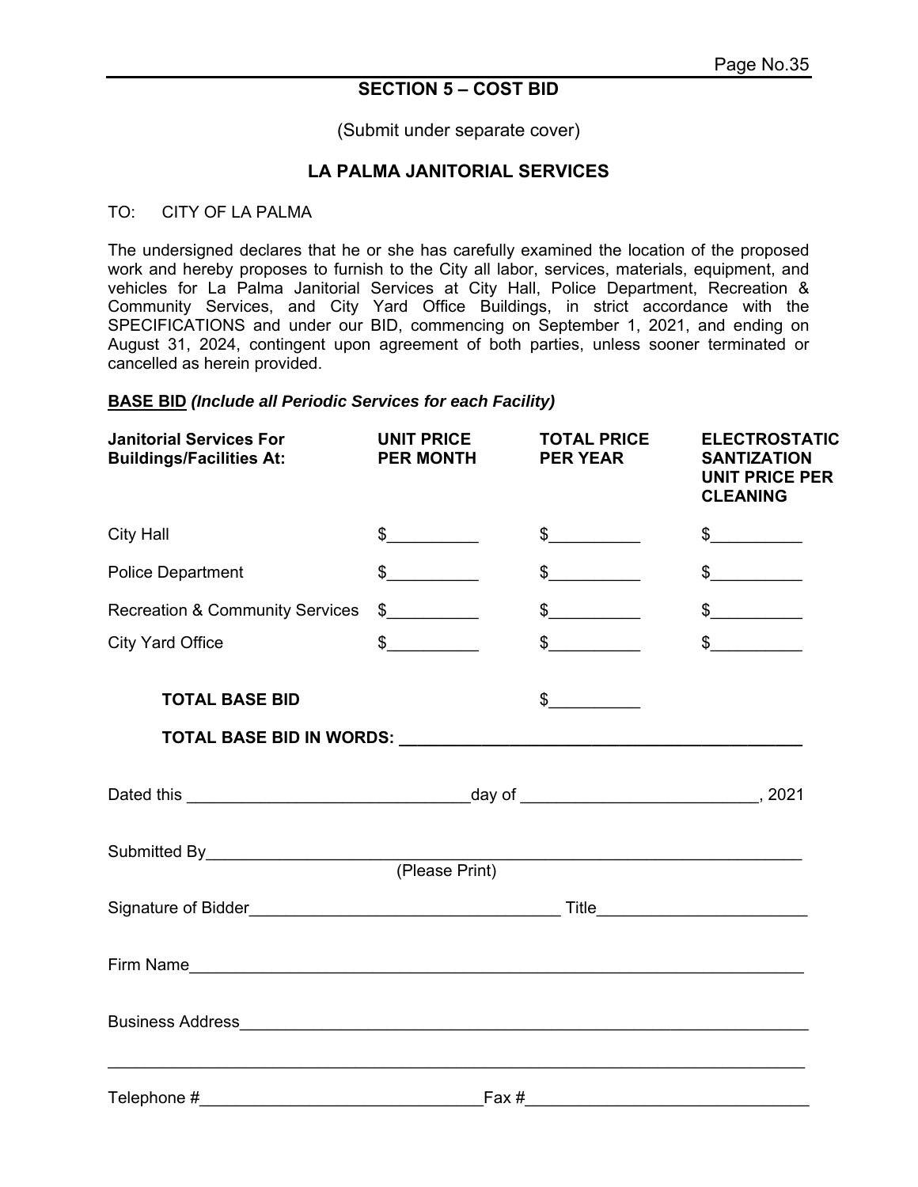## SECTION 5 – COST BID

(Submit under separate cover)

## LA PALMA JANITORIAL SERVICES

TO: CITY OF LA PALMA

The undersigned declares that he or she has carefully examined the location of the proposed work and hereby proposes to furnish to the City all labor, services, materials, equipment, and vehicles for La Palma Janitorial Services at City Hall, Police Department, Recreation & Community Services, and City Yard Office Buildings, in strict accordance with the SPECIFICATIONS and under our BID, commencing on September 1, 2021, and ending on August 31, 2024, contingent upon agreement of both parties, unless sooner terminated or cancelled as herein provided.

**BASE BID** ***(Include all Periodic Services for each Facility)***

| **Janitorial Services For Buildings/Facilities At:** | **UNIT PRICE PER MONTH** | **TOTAL PRICE PER YEAR** | **ELECTROSTATIC SANTIZATION UNIT PRICE PER CLEANING** |
|---|---|---|---|
| City Hall | $__________ | $__________ | $__________ |
| Police Department | $__________ | $__________ | $__________ |
| Recreation & Community Services | $__________ | $__________ | $__________ |
| City Yard Office | $__________ | $__________ | $__________ |
| **TOTAL BASE BID** | | $__________ | |

**TOTAL BASE BID IN WORDS: ____________________________________________**

Dated this ______________________________day of __________________________, 2021

Submitted By_________________________________________________________________
(Please Print)

Signature of Bidder__________________________________ Title______________________

Firm Name___________________________________________________________________

Business Address______________________________________________________________

_____________________________________________________________________________

Telephone #_______________________________Fax #______________________________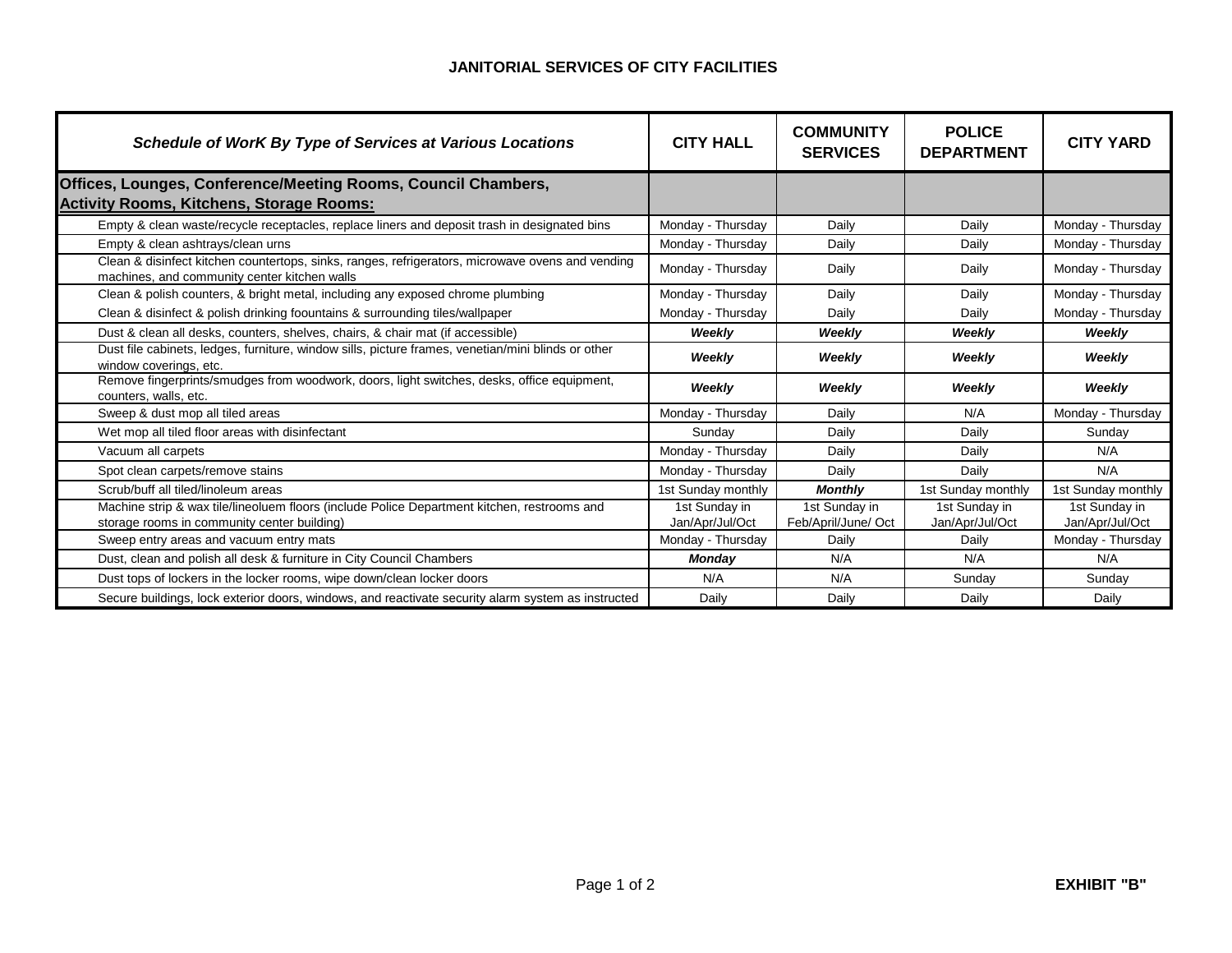# JANITORIAL SERVICES OF CITY FACILITIES

| *Schedule of WorK By Type of Services at Various Locations* | CITY HALL | COMMUNITY SERVICES | POLICE DEPARTMENT | CITY YARD |
|---|---|---|---|---|
| **Offices, Lounges, Conference/Meeting Rooms, Council Chambers, Activity Rooms, Kitchens, Storage Rooms:** | | | | |
| Empty & clean waste/recycle receptacles, replace liners and deposit trash in designated bins | Monday - Thursday | Daily | Daily | Monday - Thursday |
| Empty & clean ashtrays/clean urns | Monday - Thursday | Daily | Daily | Monday - Thursday |
| Clean & disinfect kitchen countertops, sinks, ranges, refrigerators, microwave ovens and vending machines, and community center kitchen walls | Monday - Thursday | Daily | Daily | Monday - Thursday |
| Clean & polish counters, & bright metal, including any exposed chrome plumbing | Monday - Thursday | Daily | Daily | Monday - Thursday |
| Clean & disinfect & polish drinking foountains & surrounding tiles/wallpaper | Monday - Thursday | Daily | Daily | Monday - Thursday |
| Dust & clean all desks, counters, shelves, chairs, & chair mat (if accessible) | ***Weekly*** | ***Weekly*** | ***Weekly*** | ***Weekly*** |
| Dust file cabinets, ledges, furniture, window sills, picture frames, venetian/mini blinds or other window coverings, etc. | ***Weekly*** | ***Weekly*** | ***Weekly*** | ***Weekly*** |
| Remove fingerprints/smudges from woodwork, doors, light switches, desks, office equipment, counters, walls, etc. | ***Weekly*** | ***Weekly*** | ***Weekly*** | ***Weekly*** |
| Sweep & dust mop all tiled areas | Monday - Thursday | Daily | N/A | Monday - Thursday |
| Wet mop all tiled floor areas with disinfectant | Sunday | Daily | Daily | Sunday |
| Vacuum all carpets | Monday - Thursday | Daily | Daily | N/A |
| Spot clean carpets/remove stains | Monday - Thursday | Daily | Daily | N/A |
| Scrub/buff all tiled/linoleum areas | 1st Sunday monthly | ***Monthly*** | 1st Sunday monthly | 1st Sunday monthly |
| Machine strip & wax tile/lineoluem floors (include Police Department kitchen, restrooms and storage rooms in community center building) | 1st Sunday in Jan/Apr/Jul/Oct | 1st Sunday in Feb/April/June/ Oct | 1st Sunday in Jan/Apr/Jul/Oct | 1st Sunday in Jan/Apr/Jul/Oct |
| Sweep entry areas and vacuum entry mats | Monday - Thursday | Daily | Daily | Monday - Thursday |
| Dust, clean and polish all desk & furniture in City Council Chambers | ***Monday*** | N/A | N/A | N/A |
| Dust tops of lockers in the locker rooms, wipe down/clean locker doors | N/A | N/A | Sunday | Sunday |
| Secure buildings, lock exterior doors, windows, and reactivate security alarm system as instructed | Daily | Daily | Daily | Daily |

**EXHIBIT "B"**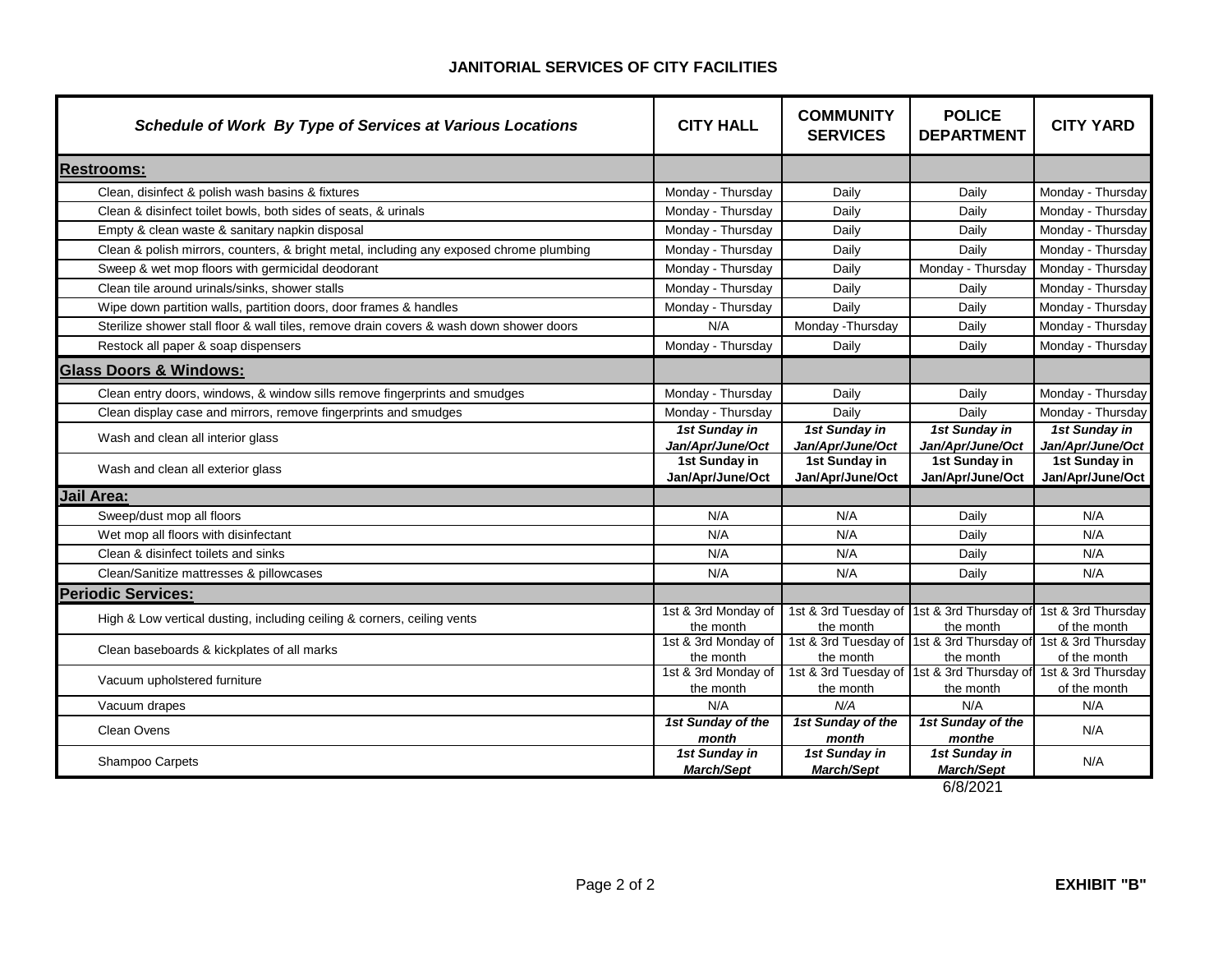# JANITORIAL SERVICES OF CITY FACILITIES

| *Schedule of Work By Type of Services at Various Locations* | CITY HALL | COMMUNITY SERVICES | POLICE DEPARTMENT | CITY YARD |
|---|---|---|---|---|
| **Restrooms:** | | | | |
| Clean, disinfect & polish wash basins & fixtures | Monday - Thursday | Daily | Daily | Monday - Thursday |
| Clean & disinfect toilet bowls, both sides of seats, & urinals | Monday - Thursday | Daily | Daily | Monday - Thursday |
| Empty & clean waste & sanitary napkin disposal | Monday - Thursday | Daily | Daily | Monday - Thursday |
| Clean & polish mirrors, counters, & bright metal, including any exposed chrome plumbing | Monday - Thursday | Daily | Daily | Monday - Thursday |
| Sweep & wet mop floors with germicidal deodorant | Monday - Thursday | Daily | Monday - Thursday | Monday - Thursday |
| Clean tile around urinals/sinks, shower stalls | Monday - Thursday | Daily | Daily | Monday - Thursday |
| Wipe down partition walls, partition doors, door frames & handles | Monday - Thursday | Daily | Daily | Monday - Thursday |
| Sterilize shower stall floor & wall tiles, remove drain covers & wash down shower doors | N/A | Monday -Thursday | Daily | Monday - Thursday |
| Restock all paper & soap dispensers | Monday - Thursday | Daily | Daily | Monday - Thursday |
| **Glass Doors & Windows:** | | | | |
| Clean entry doors, windows, & window sills remove fingerprints and smudges | Monday - Thursday | Daily | Daily | Monday - Thursday |
| Clean display case and mirrors, remove fingerprints and smudges | Monday - Thursday | Daily | Daily | Monday - Thursday |
| Wash and clean all interior glass | ***1st Sunday in Jan/Apr/June/Oct*** | ***1st Sunday in Jan/Apr/June/Oct*** | ***1st Sunday in Jan/Apr/June/Oct*** | ***1st Sunday in Jan/Apr/June/Oct*** |
| Wash and clean all exterior glass | **1st Sunday in Jan/Apr/June/Oct** | **1st Sunday in Jan/Apr/June/Oct** | **1st Sunday in Jan/Apr/June/Oct** | **1st Sunday in Jan/Apr/June/Oct** |
| **Jail Area:** | | | | |
| Sweep/dust mop all floors | N/A | N/A | Daily | N/A |
| Wet mop all floors with disinfectant | N/A | N/A | Daily | N/A |
| Clean & disinfect toilets and sinks | N/A | N/A | Daily | N/A |
| Clean/Sanitize mattresses & pillowcases | N/A | N/A | Daily | N/A |
| **Periodic Services:** | | | | |
| High & Low vertical dusting, including ceiling & corners, ceiling vents | 1st & 3rd Monday of the month | 1st & 3rd Tuesday of the month | 1st & 3rd Thursday of the month | 1st & 3rd Thursday of the month |
| Clean baseboards & kickplates of all marks | 1st & 3rd Monday of the month | 1st & 3rd Tuesday of the month | 1st & 3rd Thursday of the month | 1st & 3rd Thursday of the month |
| Vacuum upholstered furniture | 1st & 3rd Monday of the month | 1st & 3rd Tuesday of the month | 1st & 3rd Thursday of the month | 1st & 3rd Thursday of the month |
| Vacuum drapes | N/A | *N/A* | N/A | N/A |
| Clean Ovens | ***1st Sunday of the month*** | ***1st Sunday of the month*** | ***1st Sunday of the monthe*** | N/A |
| Shampoo Carpets | ***1st Sunday in March/Sept*** | ***1st Sunday in March/Sept*** | ***1st Sunday in March/Sept*** | N/A |

6/8/2021

**EXHIBIT "B"**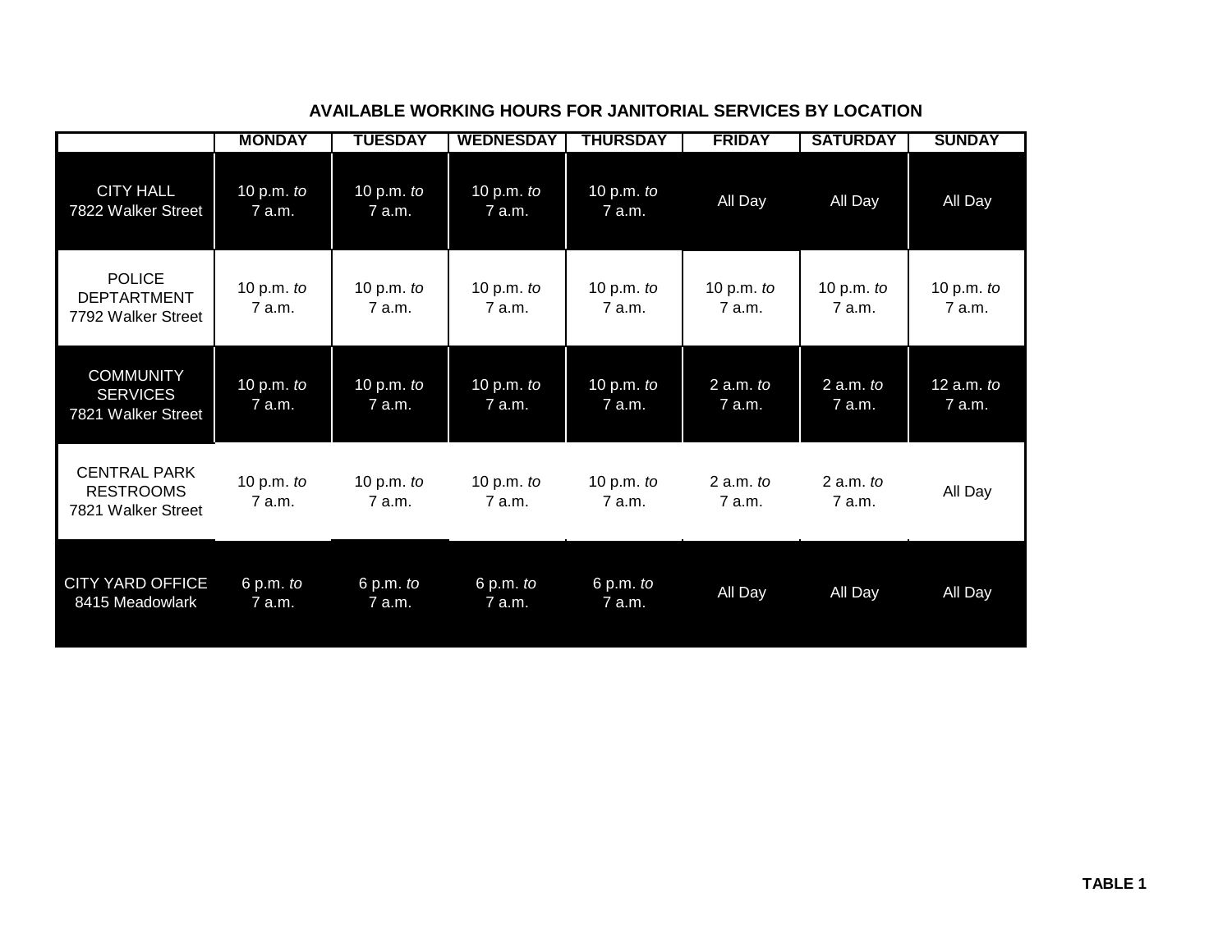## AVAILABLE WORKING HOURS FOR JANITORIAL SERVICES BY LOCATION

| | MONDAY | TUESDAY | WEDNESDAY | THURSDAY | FRIDAY | SATURDAY | SUNDAY |
|---|---|---|---|---|---|---|---|
| CITY HALL 7822 Walker Street | 10 p.m. *to* 7 a.m. | 10 p.m. *to* 7 a.m. | 10 p.m. *to* 7 a.m. | 10 p.m. *to* 7 a.m. | All Day | All Day | All Day |
| POLICE DEPTARTMENT 7792 Walker Street | 10 p.m. *to* 7 a.m. | 10 p.m. *to* 7 a.m. | 10 p.m. *to* 7 a.m. | 10 p.m. *to* 7 a.m. | 10 p.m. *to* 7 a.m. | 10 p.m. *to* 7 a.m. | 10 p.m. *to* 7 a.m. |
| COMMUNITY SERVICES 7821 Walker Street | 10 p.m. *to* 7 a.m. | 10 p.m. *to* 7 a.m. | 10 p.m. *to* 7 a.m. | 10 p.m. *to* 7 a.m. | 2 a.m. *to* 7 a.m. | 2 a.m. *to* 7 a.m. | 12 a.m. *to* 7 a.m. |
| CENTRAL PARK RESTROOMS 7821 Walker Street | 10 p.m. *to* 7 a.m. | 10 p.m. *to* 7 a.m. | 10 p.m. *to* 7 a.m. | 10 p.m. *to* 7 a.m. | 2 a.m. *to* 7 a.m. | 2 a.m. *to* 7 a.m. | All Day |
| CITY YARD OFFICE 8415 Meadowlark | 6 p.m. *to* 7 a.m. | 6 p.m. *to* 7 a.m. | 6 p.m. *to* 7 a.m. | 6 p.m. *to* 7 a.m. | All Day | All Day | All Day |

**TABLE 1**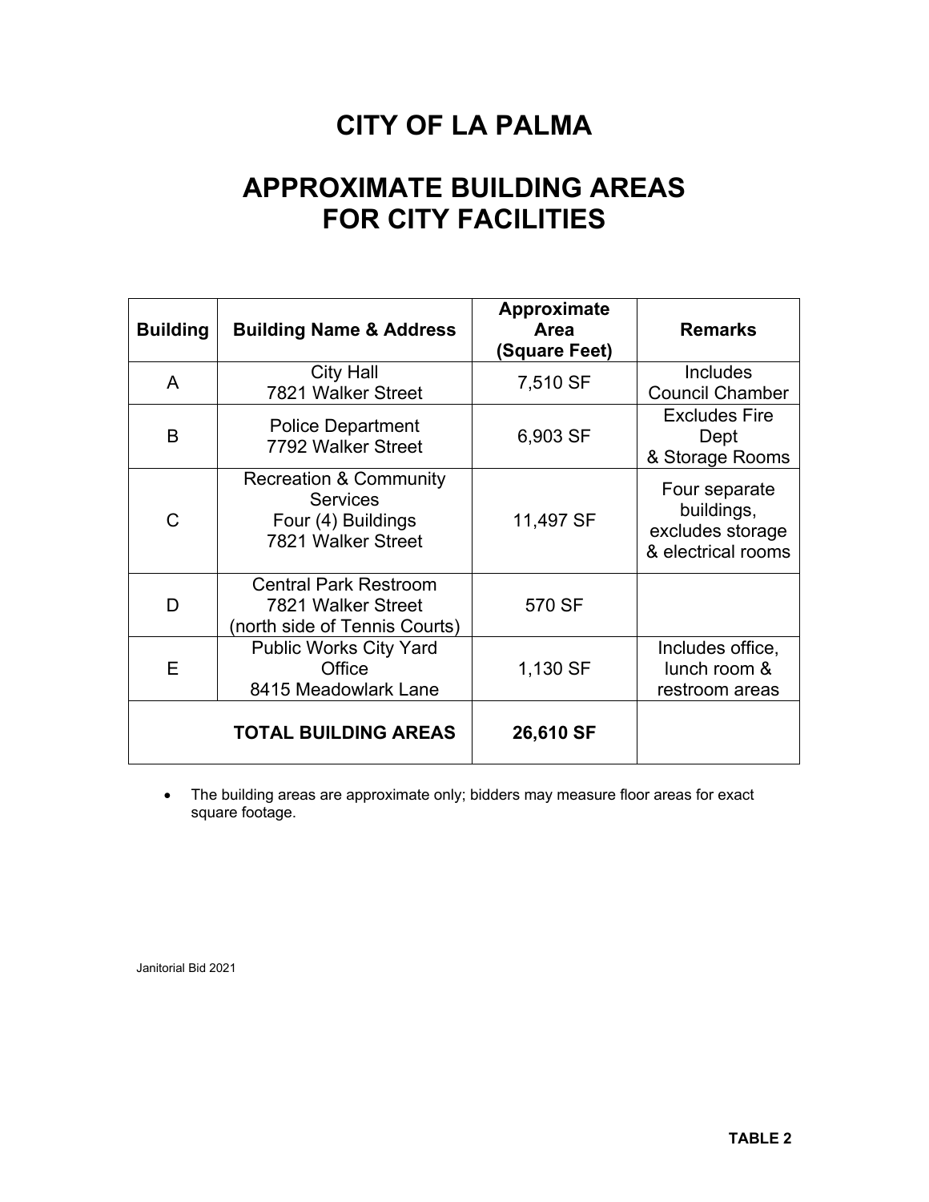# CITY OF LA PALMA

# APPROXIMATE BUILDING AREAS FOR CITY FACILITIES

| Building | Building Name & Address | Approximate Area (Square Feet) | Remarks |
|---|---|---|---|
| A | City Hall 7821 Walker Street | 7,510 SF | Includes Council Chamber |
| B | Police Department 7792 Walker Street | 6,903 SF | Excludes Fire Dept & Storage Rooms |
| C | Recreation & Community Services Four (4) Buildings 7821 Walker Street | 11,497 SF | Four separate buildings, excludes storage & electrical rooms |
| D | Central Park Restroom 7821 Walker Street (north side of Tennis Courts) | 570 SF | |
| E | Public Works City Yard Office 8415 Meadowlark Lane | 1,130 SF | Includes office, lunch room & restroom areas |
| | **TOTAL BUILDING AREAS** | **26,610 SF** | |

- The building areas are approximate only; bidders may measure floor areas for exact square footage.

Janitorial Bid 2021

**TABLE 2**